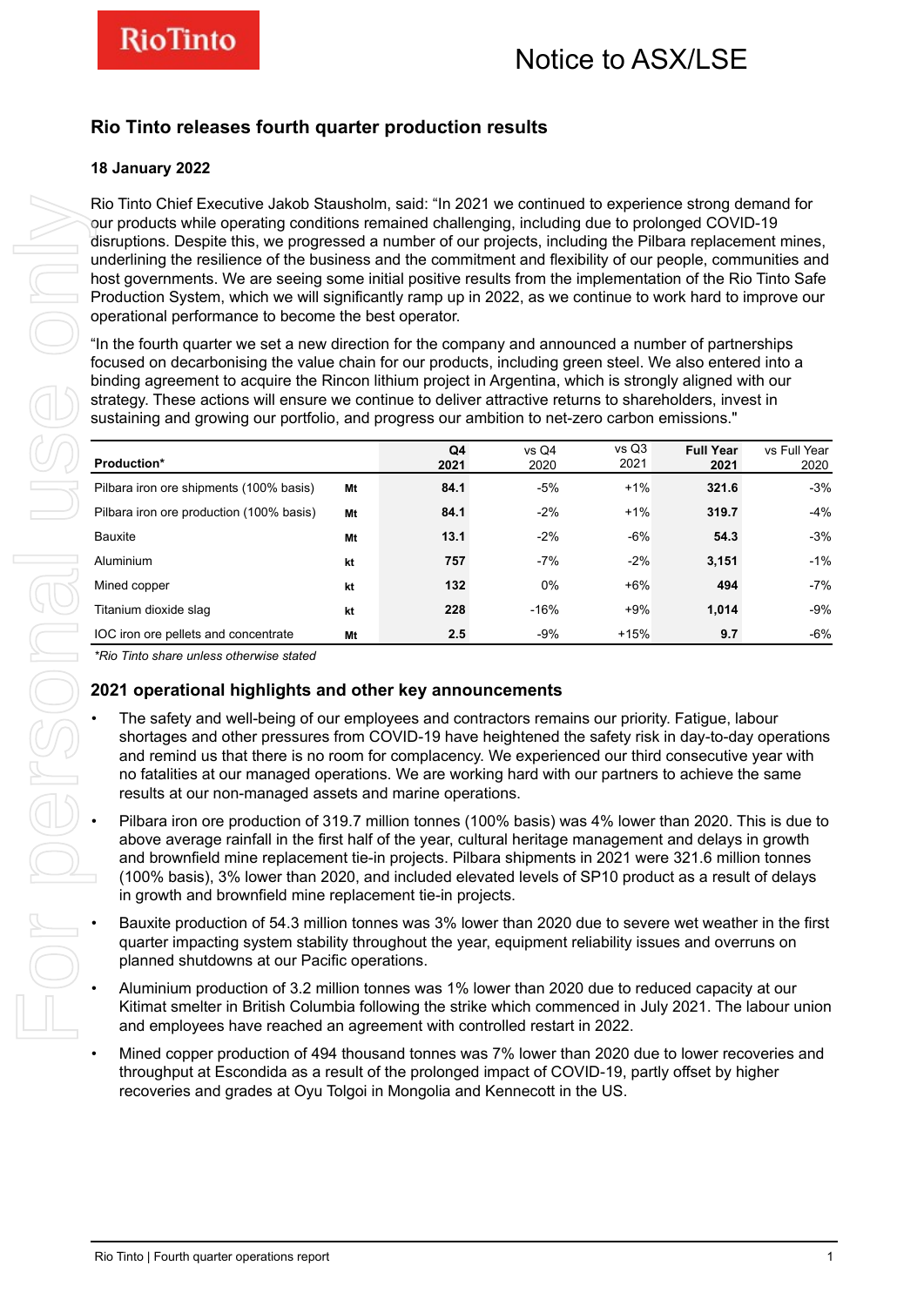# Notice to ASX/LSE

## Rio Tinto releases fourth quarter production results

**18 January 2022**

Rio Tinto Chief Executive Jakob Stausholm, said: “In 2021 we continued to experience strong demand for our products while operating conditions remained challenging, including due to prolonged COVID-19 disruptions. Despite this, we progressed a number of our projects, including the Pilbara replacement mines, underlining the resilience of the business and the commitment and flexibility of our people, communities and host governments. We are seeing some initial positive results from the implementation of the Rio Tinto Safe Production System, which we will significantly ramp up in 2022, as we continue to work hard to improve our operational performance to become the best operator.

“In the fourth quarter we set a new direction for the company and announced a number of partnerships focused on decarbonising the value chain for our products, including green steel. We also entered into a binding agreement to acquire the Rincon lithium project in Argentina, which is strongly aligned with our strategy. These actions will ensure we continue to deliver attractive returns to shareholders, invest in sustaining and growing our portfolio, and progress our ambition to net-zero carbon emissions."

| Production* | | Q4 2021 | vs Q4 2020 | vs Q3 2021 | Full Year 2021 | vs Full Year 2020 |
|---|---|---|---|---|---|---|
| Pilbara iron ore shipments (100% basis) | Mt | **84.1** | -5% | +1% | **321.6** | -3% |
| Pilbara iron ore production (100% basis) | Mt | **84.1** | -2% | +1% | **319.7** | -4% |
| Bauxite | Mt | **13.1** | -2% | -6% | **54.3** | -3% |
| Aluminium | kt | **757** | -7% | -2% | **3,151** | -1% |
| Mined copper | kt | **132** | 0% | +6% | **494** | -7% |
| Titanium dioxide slag | kt | **228** | -16% | +9% | **1,014** | -9% |
| IOC iron ore pellets and concentrate | Mt | **2.5** | -9% | +15% | **9.7** | -6% |

*\*Rio Tinto share unless otherwise stated*

## 2021 operational highlights and other key announcements

- The safety and well-being of our employees and contractors remains our priority. Fatigue, labour shortages and other pressures from COVID-19 have heightened the safety risk in day-to-day operations and remind us that there is no room for complacency. We experienced our third consecutive year with no fatalities at our managed operations. We are working hard with our partners to achieve the same results at our non-managed assets and marine operations.
- Pilbara iron ore production of 319.7 million tonnes (100% basis) was 4% lower than 2020. This is due to above average rainfall in the first half of the year, cultural heritage management and delays in growth and brownfield mine replacement tie-in projects. Pilbara shipments in 2021 were 321.6 million tonnes (100% basis), 3% lower than 2020, and included elevated levels of SP10 product as a result of delays in growth and brownfield mine replacement tie-in projects.
- Bauxite production of 54.3 million tonnes was 3% lower than 2020 due to severe wet weather in the first quarter impacting system stability throughout the year, equipment reliability issues and overruns on planned shutdowns at our Pacific operations.
- Aluminium production of 3.2 million tonnes was 1% lower than 2020 due to reduced capacity at our Kitimat smelter in British Columbia following the strike which commenced in July 2021. The labour union and employees have reached an agreement with controlled restart in 2022.
- Mined copper production of 494 thousand tonnes was 7% lower than 2020 due to lower recoveries and throughput at Escondida as a result of the prolonged impact of COVID-19, partly offset by higher recoveries and grades at Oyu Tolgoi in Mongolia and Kennecott in the US.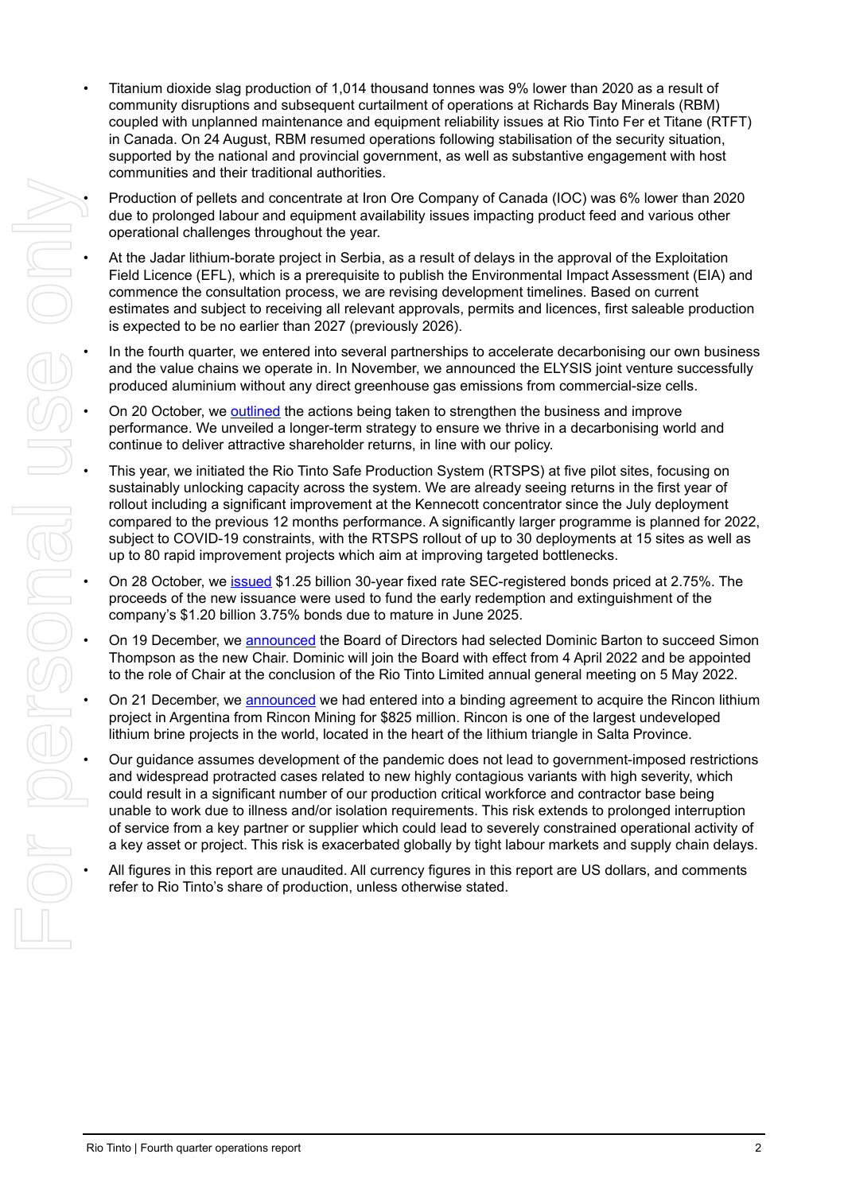- Titanium dioxide slag production of 1,014 thousand tonnes was 9% lower than 2020 as a result of community disruptions and subsequent curtailment of operations at Richards Bay Minerals (RBM) coupled with unplanned maintenance and equipment reliability issues at Rio Tinto Fer et Titane (RTFT) in Canada. On 24 August, RBM resumed operations following stabilisation of the security situation, supported by the national and provincial government, as well as substantive engagement with host communities and their traditional authorities.
- Production of pellets and concentrate at Iron Ore Company of Canada (IOC) was 6% lower than 2020 due to prolonged labour and equipment availability issues impacting product feed and various other operational challenges throughout the year.
- At the Jadar lithium-borate project in Serbia, as a result of delays in the approval of the Exploitation Field Licence (EFL), which is a prerequisite to publish the Environmental Impact Assessment (EIA) and commence the consultation process, we are revising development timelines. Based on current estimates and subject to receiving all relevant approvals, permits and licences, first saleable production is expected to be no earlier than 2027 (previously 2026).
- In the fourth quarter, we entered into several partnerships to accelerate decarbonising our own business and the value chains we operate in. In November, we announced the ELYSIS joint venture successfully produced aluminium without any direct greenhouse gas emissions from commercial-size cells.
- On 20 October, we outlined the actions being taken to strengthen the business and improve performance. We unveiled a longer-term strategy to ensure we thrive in a decarbonising world and continue to deliver attractive shareholder returns, in line with our policy.
- This year, we initiated the Rio Tinto Safe Production System (RTSPS) at five pilot sites, focusing on sustainably unlocking capacity across the system. We are already seeing returns in the first year of rollout including a significant improvement at the Kennecott concentrator since the July deployment compared to the previous 12 months performance. A significantly larger programme is planned for 2022, subject to COVID-19 constraints, with the RTSPS rollout of up to 30 deployments at 15 sites as well as up to 80 rapid improvement projects which aim at improving targeted bottlenecks.
- On 28 October, we issued $1.25 billion 30-year fixed rate SEC-registered bonds priced at 2.75%. The proceeds of the new issuance were used to fund the early redemption and extinguishment of the company's $1.20 billion 3.75% bonds due to mature in June 2025.
- On 19 December, we announced the Board of Directors had selected Dominic Barton to succeed Simon Thompson as the new Chair. Dominic will join the Board with effect from 4 April 2022 and be appointed to the role of Chair at the conclusion of the Rio Tinto Limited annual general meeting on 5 May 2022.
- On 21 December, we announced we had entered into a binding agreement to acquire the Rincon lithium project in Argentina from Rincon Mining for $825 million. Rincon is one of the largest undeveloped lithium brine projects in the world, located in the heart of the lithium triangle in Salta Province.
- Our guidance assumes development of the pandemic does not lead to government-imposed restrictions and widespread protracted cases related to new highly contagious variants with high severity, which could result in a significant number of our production critical workforce and contractor base being unable to work due to illness and/or isolation requirements. This risk extends to prolonged interruption of service from a key partner or supplier which could lead to severely constrained operational activity of a key asset or project. This risk is exacerbated globally by tight labour markets and supply chain delays.
- All figures in this report are unaudited. All currency figures in this report are US dollars, and comments refer to Rio Tinto's share of production, unless otherwise stated.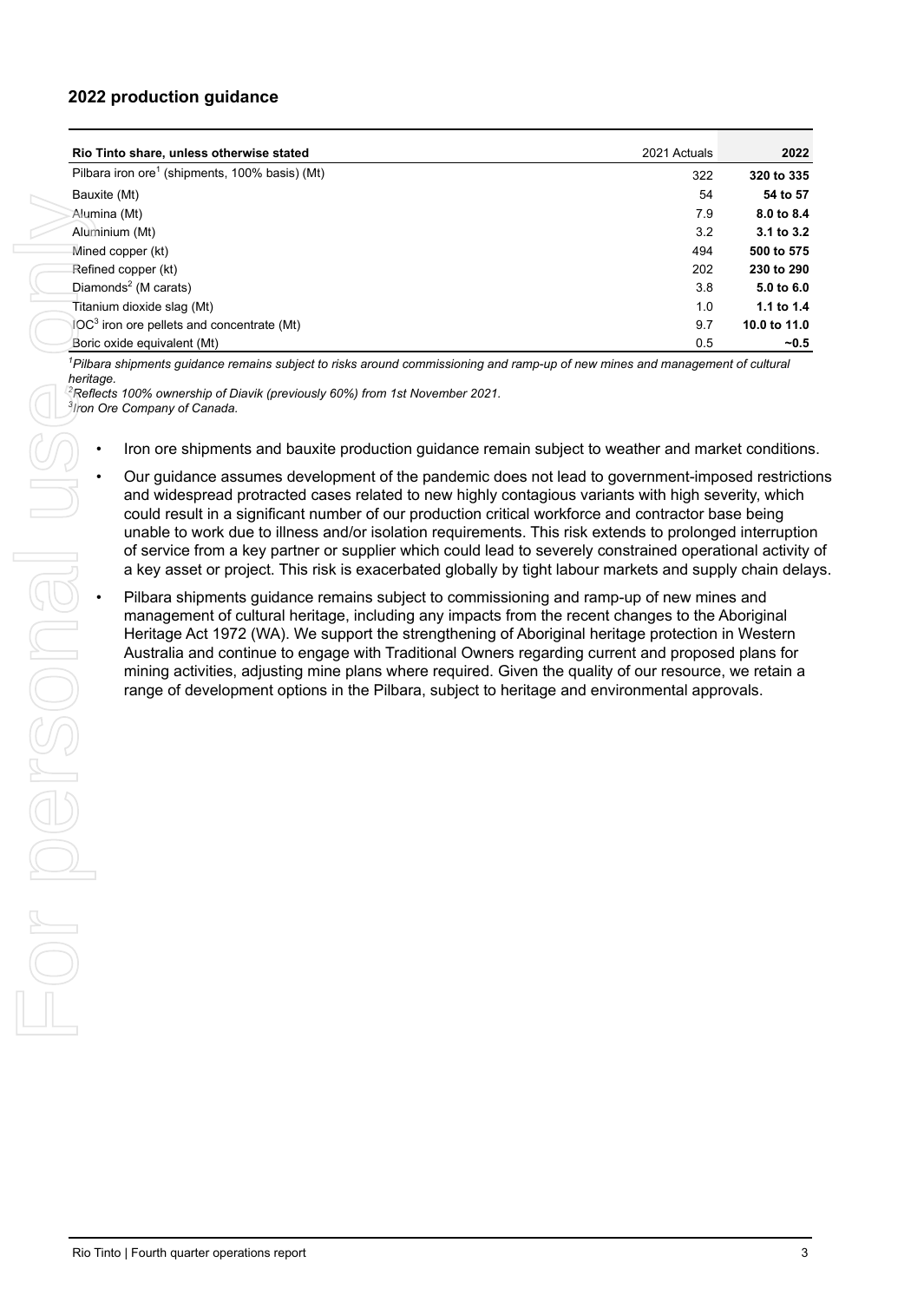## 2022 production guidance

| Rio Tinto share, unless otherwise stated | 2021 Actuals | 2022 |
|---|---|---|
| Pilbara iron ore[1] (shipments, 100% basis) (Mt) | 322 | **320 to 335** |
| Bauxite (Mt) | 54 | **54 to 57** |
| Alumina (Mt) | 7.9 | **8.0 to 8.4** |
| Aluminium (Mt) | 3.2 | **3.1 to 3.2** |
| Mined copper (kt) | 494 | **500 to 575** |
| Refined copper (kt) | 202 | **230 to 290** |
| Diamonds[2] (M carats) | 3.8 | **5.0 to 6.0** |
| Titanium dioxide slag (Mt) | 1.0 | **1.1 to 1.4** |
| IOC[3] iron ore pellets and concentrate (Mt) | 9.7 | **10.0 to 11.0** |
| Boric oxide equivalent (Mt) | 0.5 | **~0.5** |

*[1]Pilbara shipments guidance remains subject to risks around commissioning and ramp-up of new mines and management of cultural heritage.*
*[2]Reflects 100% ownership of Diavik (previously 60%) from 1st November 2021.*
*[3]Iron Ore Company of Canada.*

- Iron ore shipments and bauxite production guidance remain subject to weather and market conditions.
- Our guidance assumes development of the pandemic does not lead to government-imposed restrictions and widespread protracted cases related to new highly contagious variants with high severity, which could result in a significant number of our production critical workforce and contractor base being unable to work due to illness and/or isolation requirements. This risk extends to prolonged interruption of service from a key partner or supplier which could lead to severely constrained operational activity of a key asset or project. This risk is exacerbated globally by tight labour markets and supply chain delays.
- Pilbara shipments guidance remains subject to commissioning and ramp-up of new mines and management of cultural heritage, including any impacts from the recent changes to the Aboriginal Heritage Act 1972 (WA). We support the strengthening of Aboriginal heritage protection in Western Australia and continue to engage with Traditional Owners regarding current and proposed plans for mining activities, adjusting mine plans where required. Given the quality of our resource, we retain a range of development options in the Pilbara, subject to heritage and environmental approvals.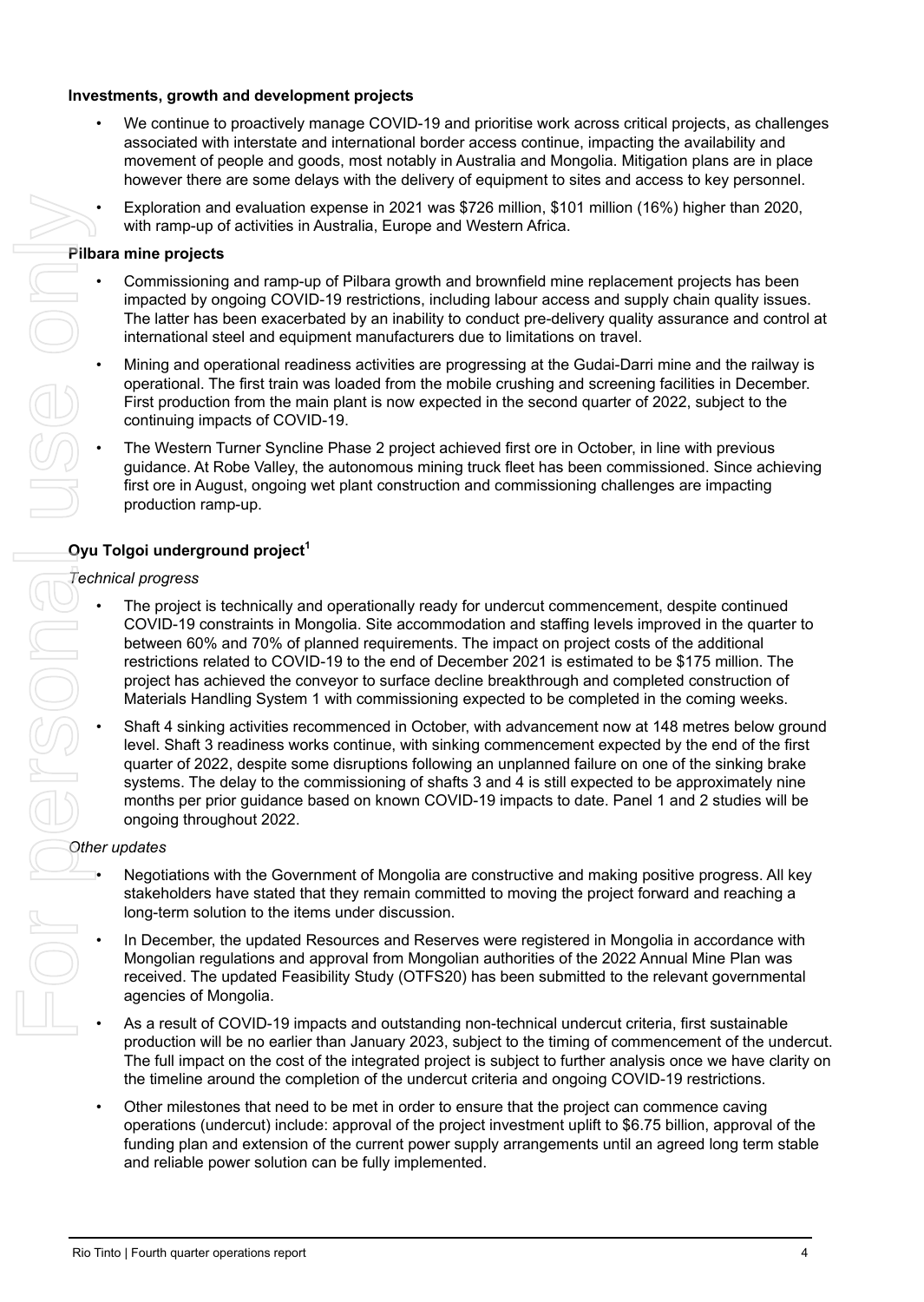**Investments, growth and development projects**

- We continue to proactively manage COVID-19 and prioritise work across critical projects, as challenges associated with interstate and international border access continue, impacting the availability and movement of people and goods, most notably in Australia and Mongolia. Mitigation plans are in place however there are some delays with the delivery of equipment to sites and access to key personnel.
- Exploration and evaluation expense in 2021 was $726 million, $101 million (16%) higher than 2020, with ramp-up of activities in Australia, Europe and Western Africa.

**Pilbara mine projects**

- Commissioning and ramp-up of Pilbara growth and brownfield mine replacement projects has been impacted by ongoing COVID-19 restrictions, including labour access and supply chain quality issues. The latter has been exacerbated by an inability to conduct pre-delivery quality assurance and control at international steel and equipment manufacturers due to limitations on travel.
- Mining and operational readiness activities are progressing at the Gudai-Darri mine and the railway is operational. The first train was loaded from the mobile crushing and screening facilities in December. First production from the main plant is now expected in the second quarter of 2022, subject to the continuing impacts of COVID-19.
- The Western Turner Syncline Phase 2 project achieved first ore in October, in line with previous guidance. At Robe Valley, the autonomous mining truck fleet has been commissioned. Since achieving first ore in August, ongoing wet plant construction and commissioning challenges are impacting production ramp-up.

**Oyu Tolgoi underground project[1]**

*Technical progress*

- The project is technically and operationally ready for undercut commencement, despite continued COVID-19 constraints in Mongolia. Site accommodation and staffing levels improved in the quarter to between 60% and 70% of planned requirements. The impact on project costs of the additional restrictions related to COVID-19 to the end of December 2021 is estimated to be $175 million. The project has achieved the conveyor to surface decline breakthrough and completed construction of Materials Handling System 1 with commissioning expected to be completed in the coming weeks.
- Shaft 4 sinking activities recommenced in October, with advancement now at 148 metres below ground level. Shaft 3 readiness works continue, with sinking commencement expected by the end of the first quarter of 2022, despite some disruptions following an unplanned failure on one of the sinking brake systems. The delay to the commissioning of shafts 3 and 4 is still expected to be approximately nine months per prior guidance based on known COVID-19 impacts to date. Panel 1 and 2 studies will be ongoing throughout 2022.

*Other updates*

- Negotiations with the Government of Mongolia are constructive and making positive progress. All key stakeholders have stated that they remain committed to moving the project forward and reaching a long-term solution to the items under discussion.
- In December, the updated Resources and Reserves were registered in Mongolia in accordance with Mongolian regulations and approval from Mongolian authorities of the 2022 Annual Mine Plan was received. The updated Feasibility Study (OTFS20) has been submitted to the relevant governmental agencies of Mongolia.
- As a result of COVID-19 impacts and outstanding non-technical undercut criteria, first sustainable production will be no earlier than January 2023, subject to the timing of commencement of the undercut. The full impact on the cost of the integrated project is subject to further analysis once we have clarity on the timeline around the completion of the undercut criteria and ongoing COVID-19 restrictions.
- Other milestones that need to be met in order to ensure that the project can commence caving operations (undercut) include: approval of the project investment uplift to $6.75 billion, approval of the funding plan and extension of the current power supply arrangements until an agreed long term stable and reliable power solution can be fully implemented.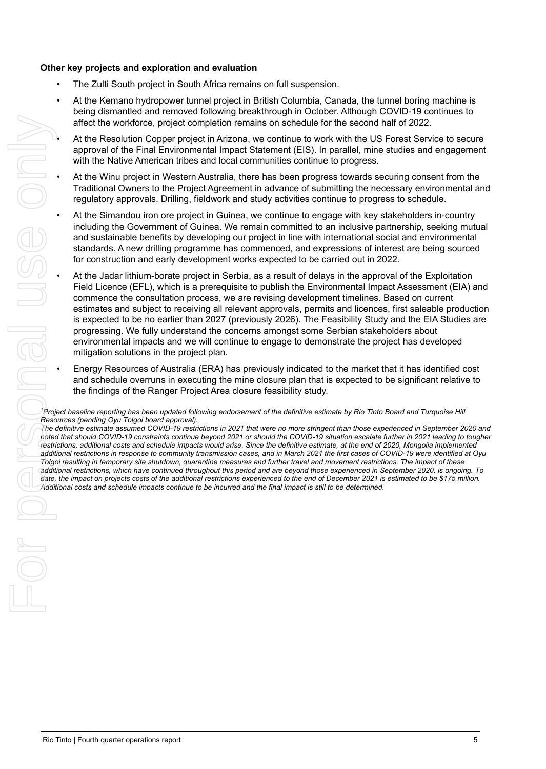**Other key projects and exploration and evaluation**

- The Zulti South project in South Africa remains on full suspension.
- At the Kemano hydropower tunnel project in British Columbia, Canada, the tunnel boring machine is being dismantled and removed following breakthrough in October. Although COVID-19 continues to affect the workforce, project completion remains on schedule for the second half of 2022.
- At the Resolution Copper project in Arizona, we continue to work with the US Forest Service to secure approval of the Final Environmental Impact Statement (EIS). In parallel, mine studies and engagement with the Native American tribes and local communities continue to progress.
- At the Winu project in Western Australia, there has been progress towards securing consent from the Traditional Owners to the Project Agreement in advance of submitting the necessary environmental and regulatory approvals. Drilling, fieldwork and study activities continue to progress to schedule.
- At the Simandou iron ore project in Guinea, we continue to engage with key stakeholders in-country including the Government of Guinea. We remain committed to an inclusive partnership, seeking mutual and sustainable benefits by developing our project in line with international social and environmental standards. A new drilling programme has commenced, and expressions of interest are being sourced for construction and early development works expected to be carried out in 2022.
- At the Jadar lithium-borate project in Serbia, as a result of delays in the approval of the Exploitation Field Licence (EFL), which is a prerequisite to publish the Environmental Impact Assessment (EIA) and commence the consultation process, we are revising development timelines. Based on current estimates and subject to receiving all relevant approvals, permits and licences, first saleable production is expected to be no earlier than 2027 (previously 2026). The Feasibility Study and the EIA Studies are progressing. We fully understand the concerns amongst some Serbian stakeholders about environmental impacts and we will continue to engage to demonstrate the project has developed mitigation solutions in the project plan.
- Energy Resources of Australia (ERA) has previously indicated to the market that it has identified cost and schedule overruns in executing the mine closure plan that is expected to be significant relative to the findings of the Ranger Project Area closure feasibility study.

*[1]Project baseline reporting has been updated following endorsement of the definitive estimate by Rio Tinto Board and Turquoise Hill Resources (pending Oyu Tolgoi board approval).*
*The definitive estimate assumed COVID-19 restrictions in 2021 that were no more stringent than those experienced in September 2020 and noted that should COVID-19 constraints continue beyond 2021 or should the COVID-19 situation escalate further in 2021 leading to tougher restrictions, additional costs and schedule impacts would arise. Since the definitive estimate, at the end of 2020, Mongolia implemented additional restrictions in response to community transmission cases, and in March 2021 the first cases of COVID-19 were identified at Oyu Tolgoi resulting in temporary site shutdown, quarantine measures and further travel and movement restrictions. The impact of these additional restrictions, which have continued throughout this period and are beyond those experienced in September 2020, is ongoing. To date, the impact on projects costs of the additional restrictions experienced to the end of December 2021 is estimated to be $175 million. Additional costs and schedule impacts continue to be incurred and the final impact is still to be determined.*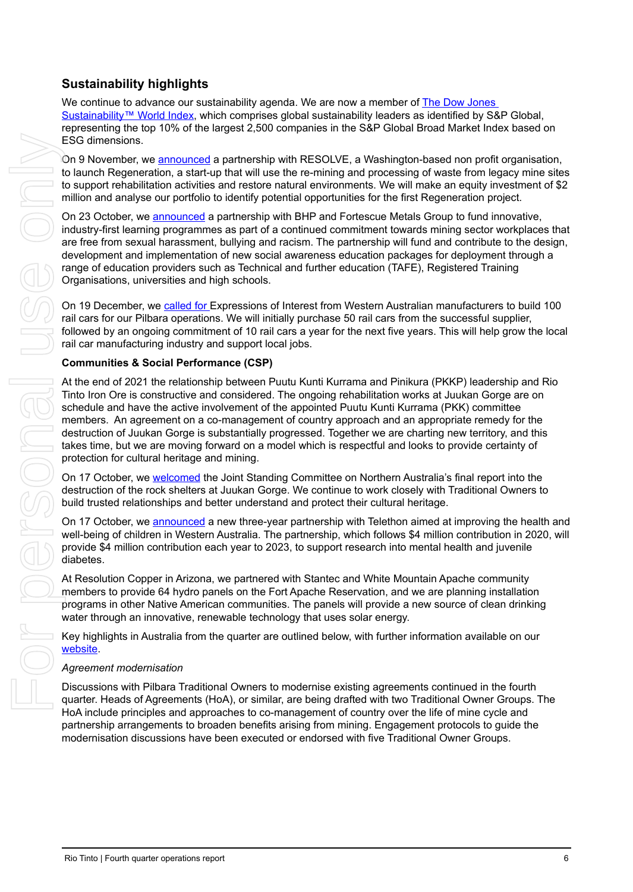## Sustainability highlights

We continue to advance our sustainability agenda. We are now a member of The Dow Jones Sustainability™ World Index, which comprises global sustainability leaders as identified by S&P Global, representing the top 10% of the largest 2,500 companies in the S&P Global Broad Market Index based on ESG dimensions.

On 9 November, we announced a partnership with RESOLVE, a Washington-based non profit organisation, to launch Regeneration, a start-up that will use the re-mining and processing of waste from legacy mine sites to support rehabilitation activities and restore natural environments. We will make an equity investment of $2 million and analyse our portfolio to identify potential opportunities for the first Regeneration project.

On 23 October, we announced a partnership with BHP and Fortescue Metals Group to fund innovative, industry-first learning programmes as part of a continued commitment towards mining sector workplaces that are free from sexual harassment, bullying and racism. The partnership will fund and contribute to the design, development and implementation of new social awareness education packages for deployment through a range of education providers such as Technical and further education (TAFE), Registered Training Organisations, universities and high schools.

On 19 December, we called for Expressions of Interest from Western Australian manufacturers to build 100 rail cars for our Pilbara operations. We will initially purchase 50 rail cars from the successful supplier, followed by an ongoing commitment of 10 rail cars a year for the next five years. This will help grow the local rail car manufacturing industry and support local jobs.

**Communities & Social Performance (CSP)**

At the end of 2021 the relationship between Puutu Kunti Kurrama and Pinikura (PKKP) leadership and Rio Tinto Iron Ore is constructive and considered. The ongoing rehabilitation works at Juukan Gorge are on schedule and have the active involvement of the appointed Puutu Kunti Kurrama (PKK) committee members. An agreement on a co-management of country approach and an appropriate remedy for the destruction of Juukan Gorge is substantially progressed. Together we are charting new territory, and this takes time, but we are moving forward on a model which is respectful and looks to provide certainty of protection for cultural heritage and mining.

On 17 October, we welcomed the Joint Standing Committee on Northern Australia's final report into the destruction of the rock shelters at Juukan Gorge. We continue to work closely with Traditional Owners to build trusted relationships and better understand and protect their cultural heritage.

On 17 October, we announced a new three-year partnership with Telethon aimed at improving the health and well-being of children in Western Australia. The partnership, which follows $4 million contribution in 2020, will provide $4 million contribution each year to 2023, to support research into mental health and juvenile diabetes.

At Resolution Copper in Arizona, we partnered with Stantec and White Mountain Apache community members to provide 64 hydro panels on the Fort Apache Reservation, and we are planning installation programs in other Native American communities. The panels will provide a new source of clean drinking water through an innovative, renewable technology that uses solar energy.

Key highlights in Australia from the quarter are outlined below, with further information available on our website.

*Agreement modernisation*

Discussions with Pilbara Traditional Owners to modernise existing agreements continued in the fourth quarter. Heads of Agreements (HoA), or similar, are being drafted with two Traditional Owner Groups. The HoA include principles and approaches to co-management of country over the life of mine cycle and partnership arrangements to broaden benefits arising from mining. Engagement protocols to guide the modernisation discussions have been executed or endorsed with five Traditional Owner Groups.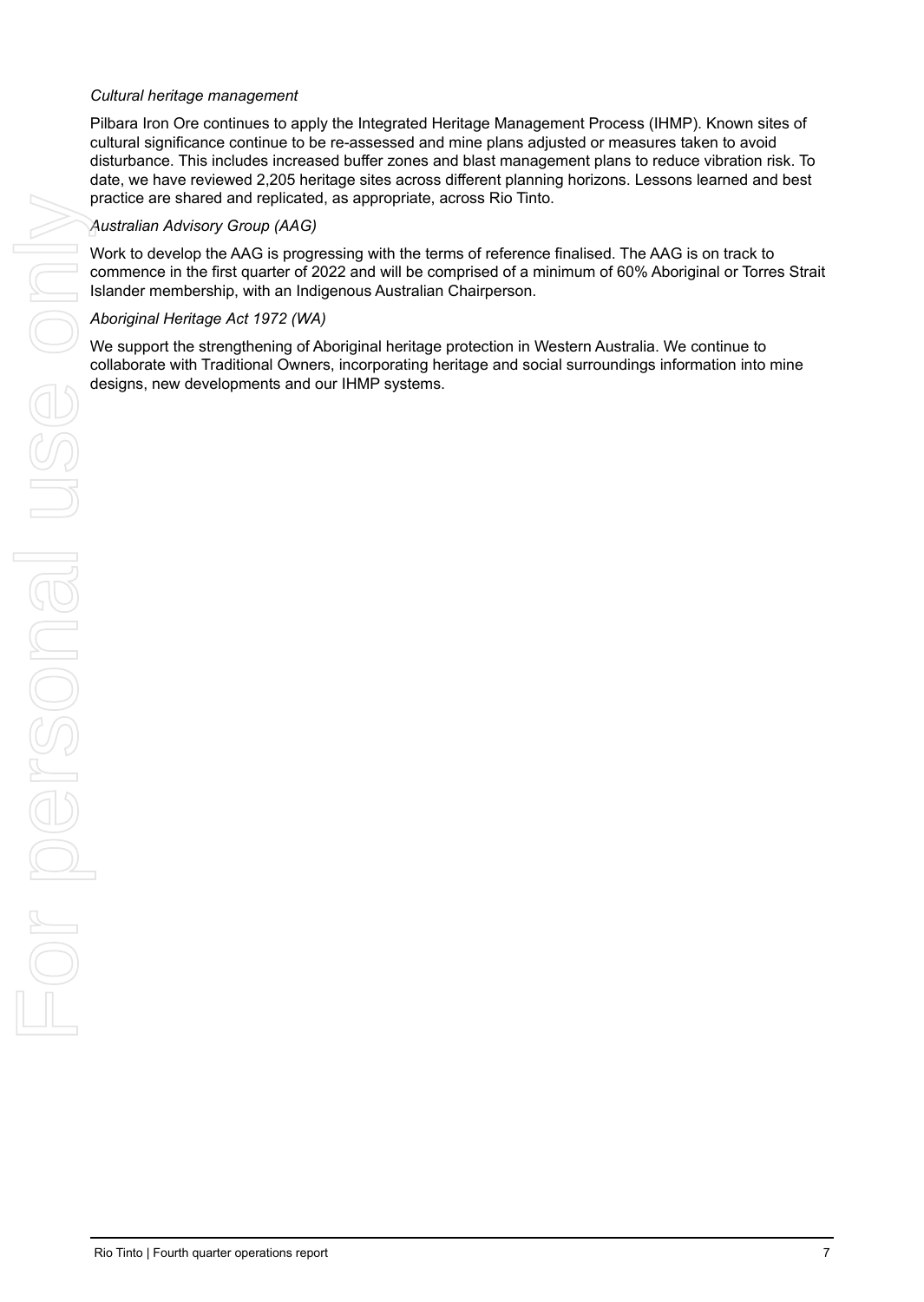*Cultural heritage management*

Pilbara Iron Ore continues to apply the Integrated Heritage Management Process (IHMP). Known sites of cultural significance continue to be re-assessed and mine plans adjusted or measures taken to avoid disturbance. This includes increased buffer zones and blast management plans to reduce vibration risk. To date, we have reviewed 2,205 heritage sites across different planning horizons. Lessons learned and best practice are shared and replicated, as appropriate, across Rio Tinto.

*Australian Advisory Group (AAG)*

Work to develop the AAG is progressing with the terms of reference finalised. The AAG is on track to commence in the first quarter of 2022 and will be comprised of a minimum of 60% Aboriginal or Torres Strait Islander membership, with an Indigenous Australian Chairperson.

*Aboriginal Heritage Act 1972 (WA)*

We support the strengthening of Aboriginal heritage protection in Western Australia. We continue to collaborate with Traditional Owners, incorporating heritage and social surroundings information into mine designs, new developments and our IHMP systems.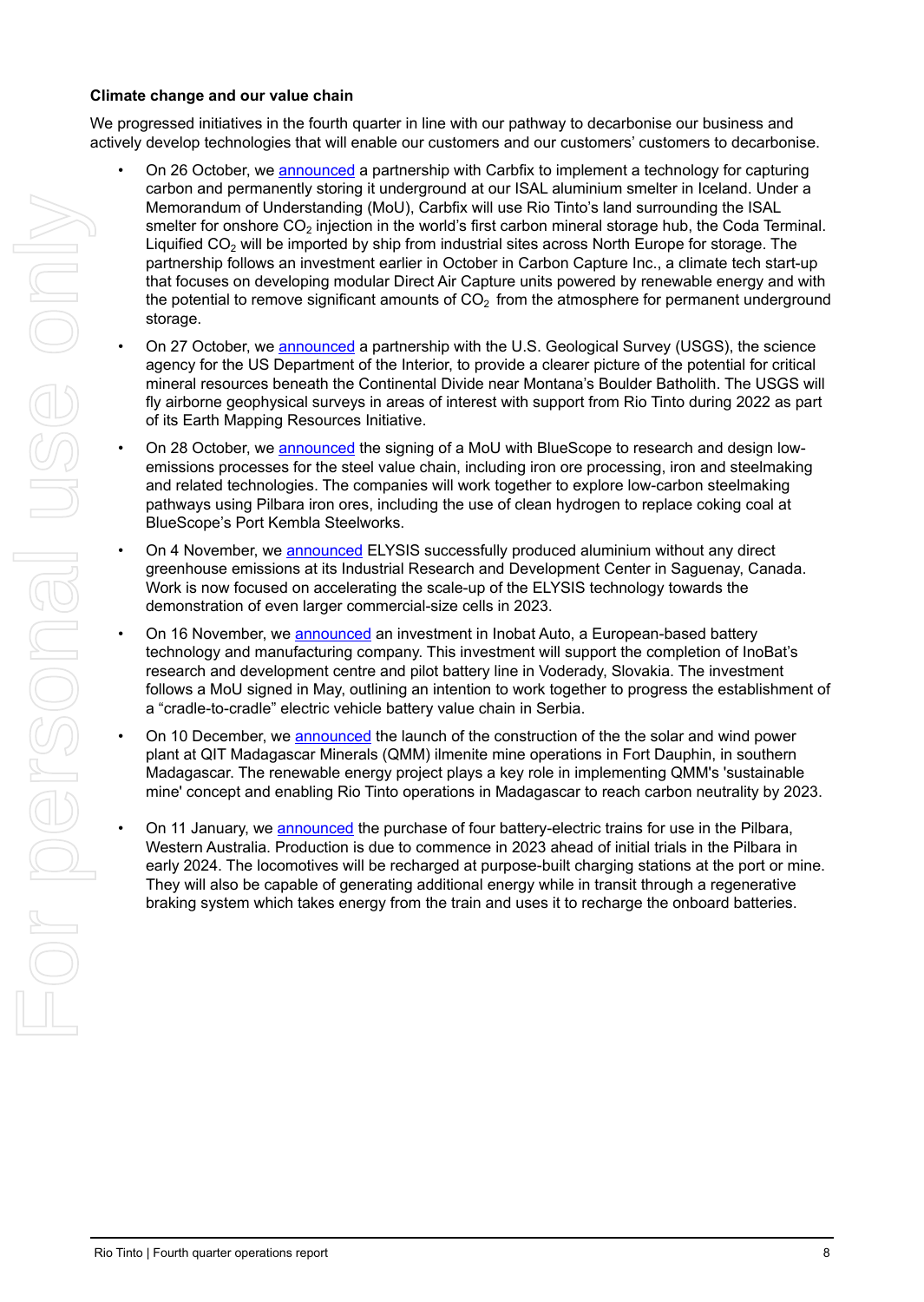**Climate change and our value chain**

We progressed initiatives in the fourth quarter in line with our pathway to decarbonise our business and actively develop technologies that will enable our customers and our customers' customers to decarbonise.

- On 26 October, we announced a partnership with Carbfix to implement a technology for capturing carbon and permanently storing it underground at our ISAL aluminium smelter in Iceland. Under a Memorandum of Understanding (MoU), Carbfix will use Rio Tinto's land surrounding the ISAL smelter for onshore $CO_2$ injection in the world's first carbon mineral storage hub, the Coda Terminal. Liquified $CO_2$ will be imported by ship from industrial sites across North Europe for storage. The partnership follows an investment earlier in October in Carbon Capture Inc., a climate tech start-up that focuses on developing modular Direct Air Capture units powered by renewable energy and with the potential to remove significant amounts of $CO_2$ from the atmosphere for permanent underground storage.
- On 27 October, we announced a partnership with the U.S. Geological Survey (USGS), the science agency for the US Department of the Interior, to provide a clearer picture of the potential for critical mineral resources beneath the Continental Divide near Montana's Boulder Batholith. The USGS will fly airborne geophysical surveys in areas of interest with support from Rio Tinto during 2022 as part of its Earth Mapping Resources Initiative.
- On 28 October, we announced the signing of a MoU with BlueScope to research and design low-emissions processes for the steel value chain, including iron ore processing, iron and steelmaking and related technologies. The companies will work together to explore low-carbon steelmaking pathways using Pilbara iron ores, including the use of clean hydrogen to replace coking coal at BlueScope's Port Kembla Steelworks.
- On 4 November, we announced ELYSIS successfully produced aluminium without any direct greenhouse emissions at its Industrial Research and Development Center in Saguenay, Canada. Work is now focused on accelerating the scale-up of the ELYSIS technology towards the demonstration of even larger commercial-size cells in 2023.
- On 16 November, we announced an investment in Inobat Auto, a European-based battery technology and manufacturing company. This investment will support the completion of InoBat's research and development centre and pilot battery line in Voderady, Slovakia. The investment follows a MoU signed in May, outlining an intention to work together to progress the establishment of a "cradle-to-cradle" electric vehicle battery value chain in Serbia.
- On 10 December, we announced the launch of the construction of the the solar and wind power plant at QIT Madagascar Minerals (QMM) ilmenite mine operations in Fort Dauphin, in southern Madagascar. The renewable energy project plays a key role in implementing QMM's 'sustainable mine' concept and enabling Rio Tinto operations in Madagascar to reach carbon neutrality by 2023.
- On 11 January, we announced the purchase of four battery-electric trains for use in the Pilbara, Western Australia. Production is due to commence in 2023 ahead of initial trials in the Pilbara in early 2024. The locomotives will be recharged at purpose-built charging stations at the port or mine. They will also be capable of generating additional energy while in transit through a regenerative braking system which takes energy from the train and uses it to recharge the onboard batteries.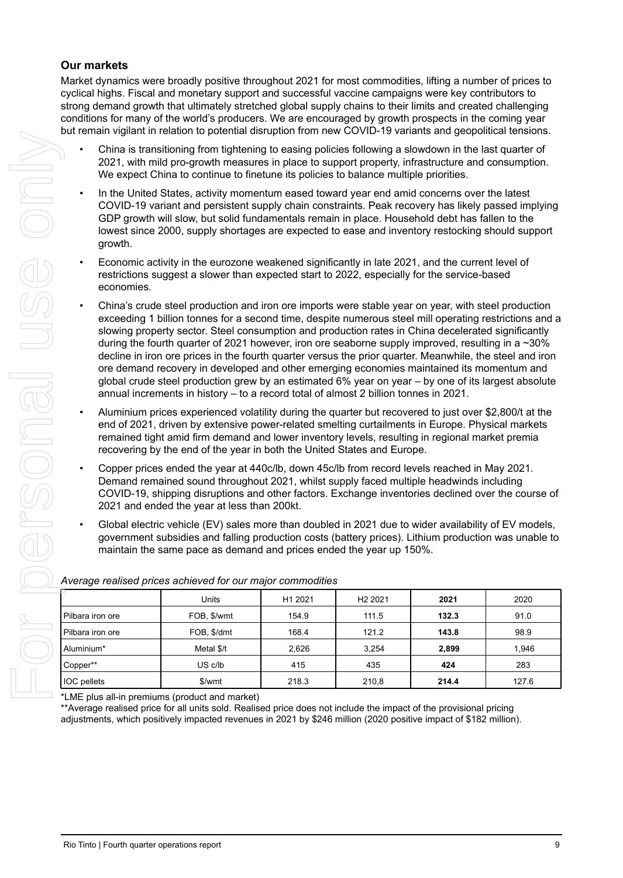## Our markets

Market dynamics were broadly positive throughout 2021 for most commodities, lifting a number of prices to cyclical highs. Fiscal and monetary support and successful vaccine campaigns were key contributors to strong demand growth that ultimately stretched global supply chains to their limits and created challenging conditions for many of the world's producers. We are encouraged by growth prospects in the coming year but remain vigilant in relation to potential disruption from new COVID-19 variants and geopolitical tensions.

- China is transitioning from tightening to easing policies following a slowdown in the last quarter of 2021, with mild pro-growth measures in place to support property, infrastructure and consumption. We expect China to continue to finetune its policies to balance multiple priorities.
- In the United States, activity momentum eased toward year end amid concerns over the latest COVID-19 variant and persistent supply chain constraints. Peak recovery has likely passed implying GDP growth will slow, but solid fundamentals remain in place. Household debt has fallen to the lowest since 2000, supply shortages are expected to ease and inventory restocking should support growth.
- Economic activity in the eurozone weakened significantly in late 2021, and the current level of restrictions suggest a slower than expected start to 2022, especially for the service-based economies.
- China's crude steel production and iron ore imports were stable year on year, with steel production exceeding 1 billion tonnes for a second time, despite numerous steel mill operating restrictions and a slowing property sector. Steel consumption and production rates in China decelerated significantly during the fourth quarter of 2021 however, iron ore seaborne supply improved, resulting in a ~30% decline in iron ore prices in the fourth quarter versus the prior quarter. Meanwhile, the steel and iron ore demand recovery in developed and other emerging economies maintained its momentum and global crude steel production grew by an estimated 6% year on year – by one of its largest absolute annual increments in history – to a record total of almost 2 billion tonnes in 2021.
- Aluminium prices experienced volatility during the quarter but recovered to just over $2,800/t at the end of 2021, driven by extensive power-related smelting curtailments in Europe. Physical markets remained tight amid firm demand and lower inventory levels, resulting in regional market premia recovering by the end of the year in both the United States and Europe.
- Copper prices ended the year at 440c/lb, down 45c/lb from record levels reached in May 2021. Demand remained sound throughout 2021, whilst supply faced multiple headwinds including COVID-19, shipping disruptions and other factors. Exchange inventories declined over the course of 2021 and ended the year at less than 200kt.
- Global electric vehicle (EV) sales more than doubled in 2021 due to wider availability of EV models, government subsidies and falling production costs (battery prices). Lithium production was unable to maintain the same pace as demand and prices ended the year up 150%.

*Average realised prices achieved for our major commodities*

| | Units | H1 2021 | H2 2021 | **2021** | 2020 |
|---|---|---|---|---|---|
| Pilbara iron ore | FOB, $/wmt | 154.9 | 111.5 | **132.3** | 91.0 |
| Pilbara iron ore | FOB, $/dmt | 168.4 | 121.2 | **143.8** | 98.9 |
| Aluminium* | Metal $/t | 2,626 | 3,254 | **2,899** | 1,946 |
| Copper** | US c/lb | 415 | 435 | **424** | 283 |
| IOC pellets | $/wmt | 218.3 | 210,8 | **214.4** | 127.6 |

*LME plus all-in premiums (product and market)

**Average realised price for all units sold. Realised price does not include the impact of the provisional pricing adjustments, which positively impacted revenues in 2021 by $246 million (2020 positive impact of $182 million).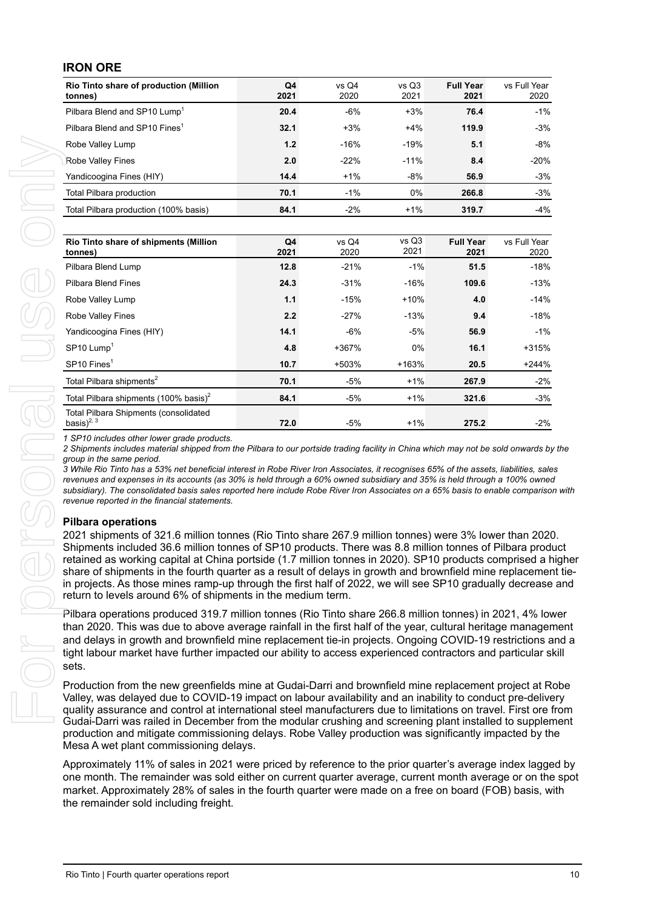## IRON ORE

| Rio Tinto share of production (Million tonnes) | Q4 2021 | vs Q4 2020 | vs Q3 2021 | Full Year 2021 | vs Full Year 2020 |
|---|---|---|---|---|---|
| Pilbara Blend and SP10 Lump[1] | **20.4** | -6% | +3% | **76.4** | -1% |
| Pilbara Blend and SP10 Fines[1] | **32.1** | +3% | +4% | **119.9** | -3% |
| Robe Valley Lump | **1.2** | -16% | -19% | **5.1** | -8% |
| Robe Valley Fines | **2.0** | -22% | -11% | **8.4** | -20% |
| Yandicoogina Fines (HIY) | **14.4** | +1% | -8% | **56.9** | -3% |
| Total Pilbara production | **70.1** | -1% | 0% | **266.8** | -3% |
| Total Pilbara production (100% basis) | **84.1** | -2% | +1% | **319.7** | -4% |

| Rio Tinto share of shipments (Million tonnes) | Q4 2021 | vs Q4 2020 | vs Q3 2021 | Full Year 2021 | vs Full Year 2020 |
|---|---|---|---|---|---|
| Pilbara Blend Lump | **12.8** | -21% | -1% | **51.5** | -18% |
| Pilbara Blend Fines | **24.3** | -31% | -16% | **109.6** | -13% |
| Robe Valley Lump | **1.1** | -15% | +10% | **4.0** | -14% |
| Robe Valley Fines | **2.2** | -27% | -13% | **9.4** | -18% |
| Yandicoogina Fines (HIY) | **14.1** | -6% | -5% | **56.9** | -1% |
| SP10 Lump[1] | **4.8** | +367% | 0% | **16.1** | +315% |
| SP10 Fines[1] | **10.7** | +503% | +163% | **20.5** | +244% |
| Total Pilbara shipments[2] | **70.1** | -5% | +1% | **267.9** | -2% |
| Total Pilbara shipments (100% basis)[2] | **84.1** | -5% | +1% | **321.6** | -3% |
| Total Pilbara Shipments (consolidated basis)[2, 3] | **72.0** | -5% | +1% | **275.2** | -2% |

*1 SP10 includes other lower grade products.*

*2 Shipments includes material shipped from the Pilbara to our portside trading facility in China which may not be sold onwards by the group in the same period.*

*3 While Rio Tinto has a 53% net beneficial interest in Robe River Iron Associates, it recognises 65% of the assets, liabilities, sales revenues and expenses in its accounts (as 30% is held through a 60% owned subsidiary and 35% is held through a 100% owned subsidiary). The consolidated basis sales reported here include Robe River Iron Associates on a 65% basis to enable comparison with revenue reported in the financial statements.*

### Pilbara operations

2021 shipments of 321.6 million tonnes (Rio Tinto share 267.9 million tonnes) were 3% lower than 2020. Shipments included 36.6 million tonnes of SP10 products. There was 8.8 million tonnes of Pilbara product retained as working capital at China portside (1.7 million tonnes in 2020). SP10 products comprised a higher share of shipments in the fourth quarter as a result of delays in growth and brownfield mine replacement tie-in projects. As those mines ramp-up through the first half of 2022, we will see SP10 gradually decrease and return to levels around 6% of shipments in the medium term.

Pilbara operations produced 319.7 million tonnes (Rio Tinto share 266.8 million tonnes) in 2021, 4% lower than 2020. This was due to above average rainfall in the first half of the year, cultural heritage management and delays in growth and brownfield mine replacement tie-in projects. Ongoing COVID-19 restrictions and a tight labour market have further impacted our ability to access experienced contractors and particular skill sets.

Production from the new greenfields mine at Gudai-Darri and brownfield mine replacement project at Robe Valley, was delayed due to COVID-19 impact on labour availability and an inability to conduct pre-delivery quality assurance and control at international steel manufacturers due to limitations on travel. First ore from Gudai-Darri was railed in December from the modular crushing and screening plant installed to supplement production and mitigate commissioning delays. Robe Valley production was significantly impacted by the Mesa A wet plant commissioning delays.

Approximately 11% of sales in 2021 were priced by reference to the prior quarter's average index lagged by one month. The remainder was sold either on current quarter average, current month average or on the spot market. Approximately 28% of sales in the fourth quarter were made on a free on board (FOB) basis, with the remainder sold including freight.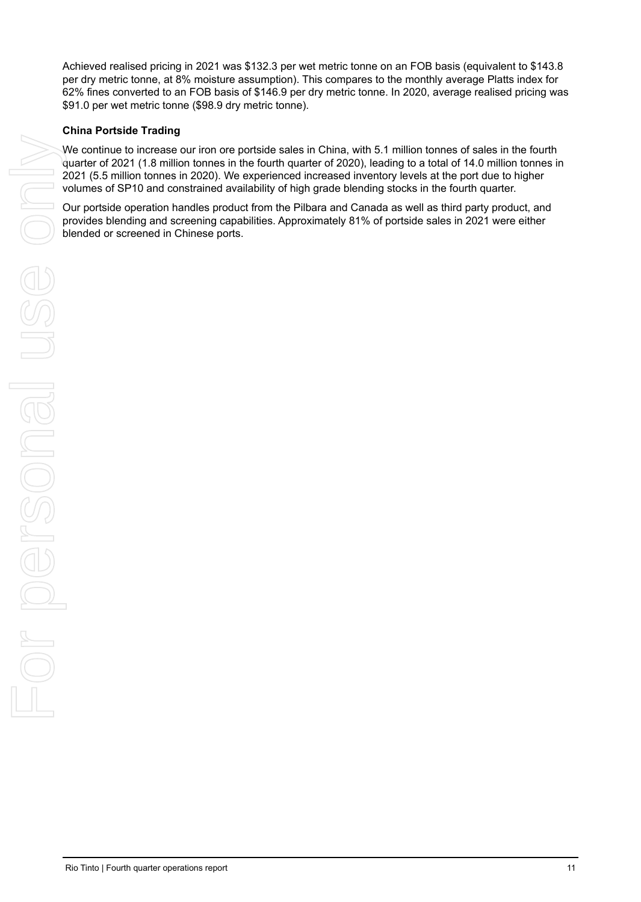Achieved realised pricing in 2021 was $132.3 per wet metric tonne on an FOB basis (equivalent to $143.8 per dry metric tonne, at 8% moisture assumption). This compares to the monthly average Platts index for 62% fines converted to an FOB basis of $146.9 per dry metric tonne. In 2020, average realised pricing was $91.0 per wet metric tonne ($98.9 dry metric tonne).

**China Portside Trading**

We continue to increase our iron ore portside sales in China, with 5.1 million tonnes of sales in the fourth quarter of 2021 (1.8 million tonnes in the fourth quarter of 2020), leading to a total of 14.0 million tonnes in 2021 (5.5 million tonnes in 2020). We experienced increased inventory levels at the port due to higher volumes of SP10 and constrained availability of high grade blending stocks in the fourth quarter.

Our portside operation handles product from the Pilbara and Canada as well as third party product, and provides blending and screening capabilities. Approximately 81% of portside sales in 2021 were either blended or screened in Chinese ports.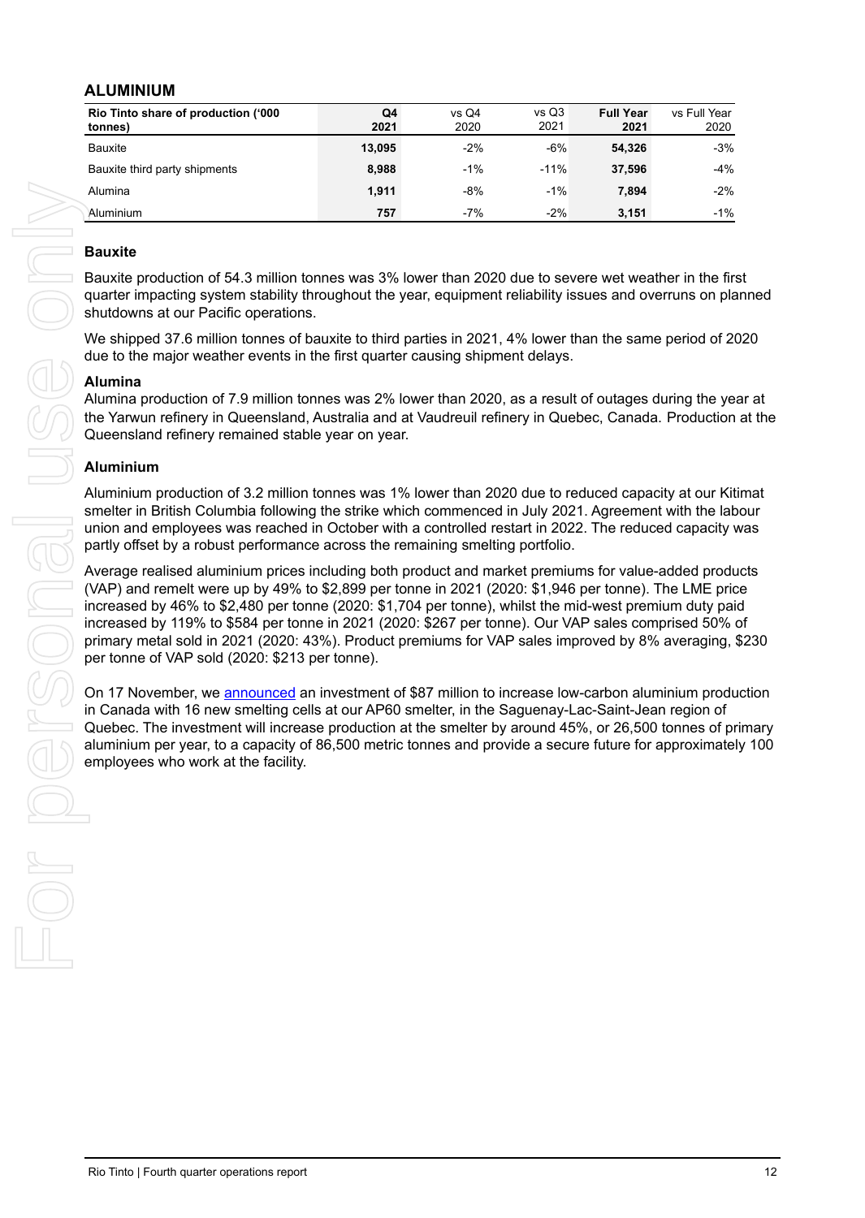## ALUMINIUM

| Rio Tinto share of production ('000 tonnes) | Q4 2021 | vs Q4 2020 | vs Q3 2021 | Full Year 2021 | vs Full Year 2020 |
|---|---|---|---|---|---|
| Bauxite | **13,095** | -2% | -6% | **54,326** | -3% |
| Bauxite third party shipments | **8,988** | -1% | -11% | **37,596** | -4% |
| Alumina | **1,911** | -8% | -1% | **7,894** | -2% |
| Aluminium | **757** | -7% | -2% | **3,151** | -1% |

### Bauxite

Bauxite production of 54.3 million tonnes was 3% lower than 2020 due to severe wet weather in the first quarter impacting system stability throughout the year, equipment reliability issues and overruns on planned shutdowns at our Pacific operations.

We shipped 37.6 million tonnes of bauxite to third parties in 2021, 4% lower than the same period of 2020 due to the major weather events in the first quarter causing shipment delays.

### Alumina

Alumina production of 7.9 million tonnes was 2% lower than 2020, as a result of outages during the year at the Yarwun refinery in Queensland, Australia and at Vaudreuil refinery in Quebec, Canada. Production at the Queensland refinery remained stable year on year.

### Aluminium

Aluminium production of 3.2 million tonnes was 1% lower than 2020 due to reduced capacity at our Kitimat smelter in British Columbia following the strike which commenced in July 2021. Agreement with the labour union and employees was reached in October with a controlled restart in 2022. The reduced capacity was partly offset by a robust performance across the remaining smelting portfolio.

Average realised aluminium prices including both product and market premiums for value-added products (VAP) and remelt were up by 49% to $2,899 per tonne in 2021 (2020: $1,946 per tonne). The LME price increased by 46% to $2,480 per tonne (2020: $1,704 per tonne), whilst the mid-west premium duty paid increased by 119% to $584 per tonne in 2021 (2020: $267 per tonne). Our VAP sales comprised 50% of primary metal sold in 2021 (2020: 43%). Product premiums for VAP sales improved by 8% averaging, $230 per tonne of VAP sold (2020: $213 per tonne).

On 17 November, we announced an investment of $87 million to increase low-carbon aluminium production in Canada with 16 new smelting cells at our AP60 smelter, in the Saguenay-Lac-Saint-Jean region of Quebec. The investment will increase production at the smelter by around 45%, or 26,500 tonnes of primary aluminium per year, to a capacity of 86,500 metric tonnes and provide a secure future for approximately 100 employees who work at the facility.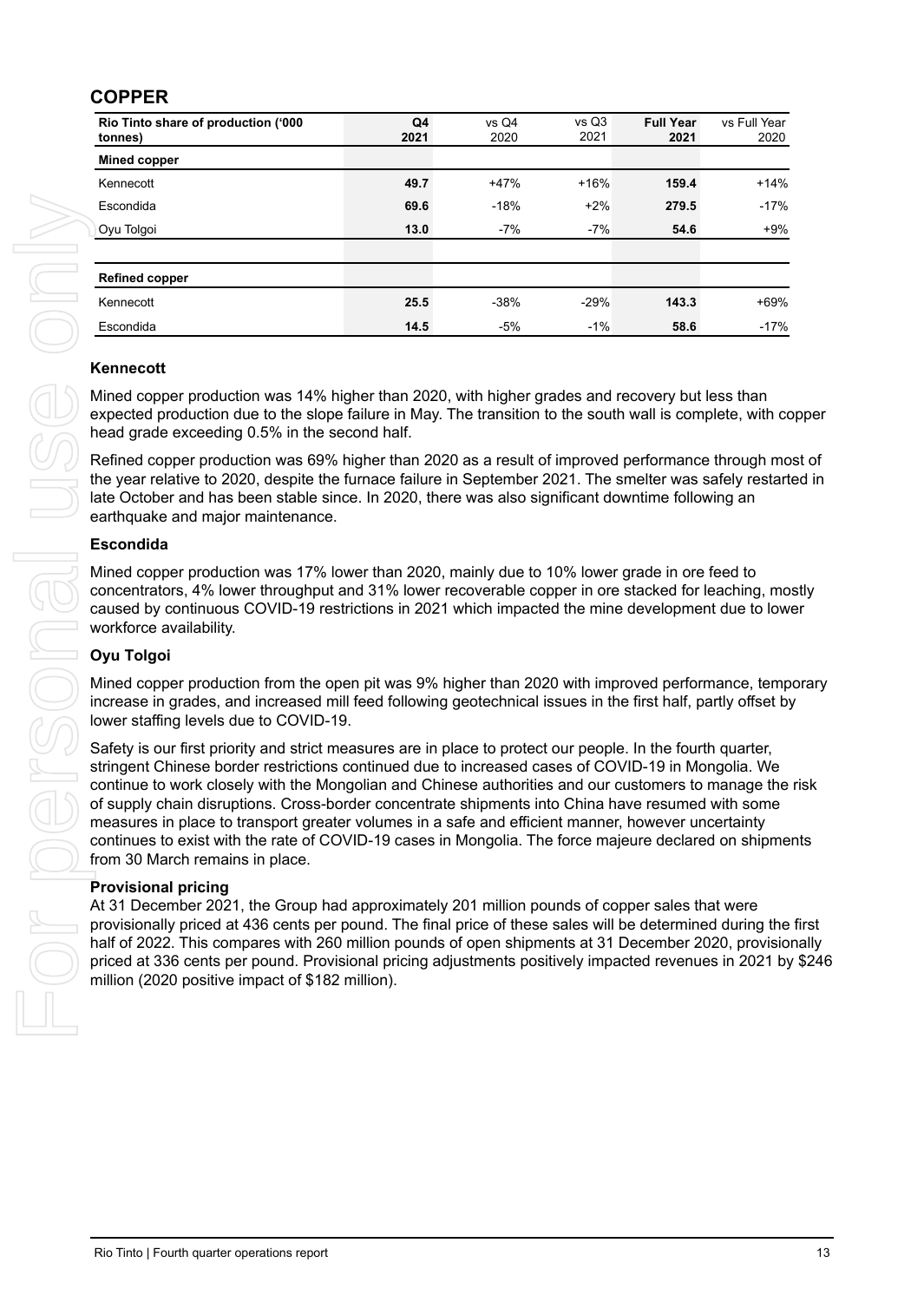## COPPER

| Rio Tinto share of production ('000 tonnes) | Q4 2021 | vs Q4 2020 | vs Q3 2021 | Full Year 2021 | vs Full Year 2020 |
|---|---|---|---|---|---|
| **Mined copper** | | | | | |
| Kennecott | **49.7** | +47% | +16% | **159.4** | +14% |
| Escondida | **69.6** | -18% | +2% | **279.5** | -17% |
| Oyu Tolgoi | **13.0** | -7% | -7% | **54.6** | +9% |
| | | | | | |
| **Refined copper** | | | | | |
| Kennecott | **25.5** | -38% | -29% | **143.3** | +69% |
| Escondida | **14.5** | -5% | -1% | **58.6** | -17% |

### Kennecott

Mined copper production was 14% higher than 2020, with higher grades and recovery but less than expected production due to the slope failure in May. The transition to the south wall is complete, with copper head grade exceeding 0.5% in the second half.

Refined copper production was 69% higher than 2020 as a result of improved performance through most of the year relative to 2020, despite the furnace failure in September 2021. The smelter was safely restarted in late October and has been stable since. In 2020, there was also significant downtime following an earthquake and major maintenance.

### Escondida

Mined copper production was 17% lower than 2020, mainly due to 10% lower grade in ore feed to concentrators, 4% lower throughput and 31% lower recoverable copper in ore stacked for leaching, mostly caused by continuous COVID-19 restrictions in 2021 which impacted the mine development due to lower workforce availability.

### Oyu Tolgoi

Mined copper production from the open pit was 9% higher than 2020 with improved performance, temporary increase in grades, and increased mill feed following geotechnical issues in the first half, partly offset by lower staffing levels due to COVID-19.

Safety is our first priority and strict measures are in place to protect our people. In the fourth quarter, stringent Chinese border restrictions continued due to increased cases of COVID-19 in Mongolia. We continue to work closely with the Mongolian and Chinese authorities and our customers to manage the risk of supply chain disruptions. Cross-border concentrate shipments into China have resumed with some measures in place to transport greater volumes in a safe and efficient manner, however uncertainty continues to exist with the rate of COVID-19 cases in Mongolia. The force majeure declared on shipments from 30 March remains in place.

### Provisional pricing

At 31 December 2021, the Group had approximately 201 million pounds of copper sales that were provisionally priced at 436 cents per pound. The final price of these sales will be determined during the first half of 2022. This compares with 260 million pounds of open shipments at 31 December 2020, provisionally priced at 336 cents per pound. Provisional pricing adjustments positively impacted revenues in 2021 by $246 million (2020 positive impact of $182 million).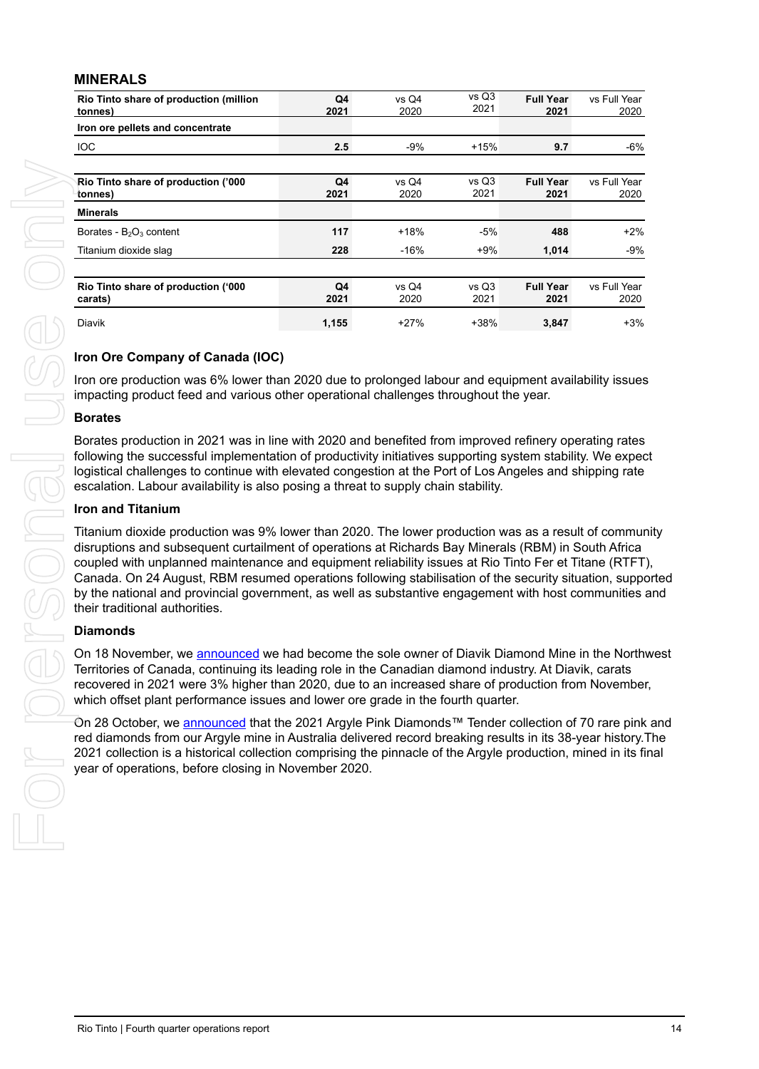## MINERALS

| Rio Tinto share of production (million tonnes) | Q4 2021 | vs Q4 2020 | vs Q3 2021 | Full Year 2021 | vs Full Year 2020 |
|---|---|---|---|---|---|
| **Iron ore pellets and concentrate** | | | | | |
| IOC | **2.5** | -9% | +15% | **9.7** | -6% |

| Rio Tinto share of production ('000 tonnes) | Q4 2021 | vs Q4 2020 | vs Q3 2021 | Full Year 2021 | vs Full Year 2020 |
|---|---|---|---|---|---|
| **Minerals** | | | | | |
| Borates - $B_2O_3$ content | **117** | +18% | -5% | **488** | +2% |
| Titanium dioxide slag | **228** | -16% | +9% | **1,014** | -9% |

| Rio Tinto share of production ('000 carats) | Q4 2021 | vs Q4 2020 | vs Q3 2021 | Full Year 2021 | vs Full Year 2020 |
|---|---|---|---|---|---|
| Diavik | **1,155** | +27% | +38% | **3,847** | +3% |

### Iron Ore Company of Canada (IOC)

Iron ore production was 6% lower than 2020 due to prolonged labour and equipment availability issues impacting product feed and various other operational challenges throughout the year.

### Borates

Borates production in 2021 was in line with 2020 and benefited from improved refinery operating rates following the successful implementation of productivity initiatives supporting system stability. We expect logistical challenges to continue with elevated congestion at the Port of Los Angeles and shipping rate escalation. Labour availability is also posing a threat to supply chain stability.

### Iron and Titanium

Titanium dioxide production was 9% lower than 2020. The lower production was as a result of community disruptions and subsequent curtailment of operations at Richards Bay Minerals (RBM) in South Africa coupled with unplanned maintenance and equipment reliability issues at Rio Tinto Fer et Titane (RTFT), Canada. On 24 August, RBM resumed operations following stabilisation of the security situation, supported by the national and provincial government, as well as substantive engagement with host communities and their traditional authorities.

### Diamonds

On 18 November, we announced we had become the sole owner of Diavik Diamond Mine in the Northwest Territories of Canada, continuing its leading role in the Canadian diamond industry. At Diavik, carats recovered in 2021 were 3% higher than 2020, due to an increased share of production from November, which offset plant performance issues and lower ore grade in the fourth quarter.

On 28 October, we announced that the 2021 Argyle Pink Diamonds™ Tender collection of 70 rare pink and red diamonds from our Argyle mine in Australia delivered record breaking results in its 38-year history.The 2021 collection is a historical collection comprising the pinnacle of the Argyle production, mined in its final year of operations, before closing in November 2020.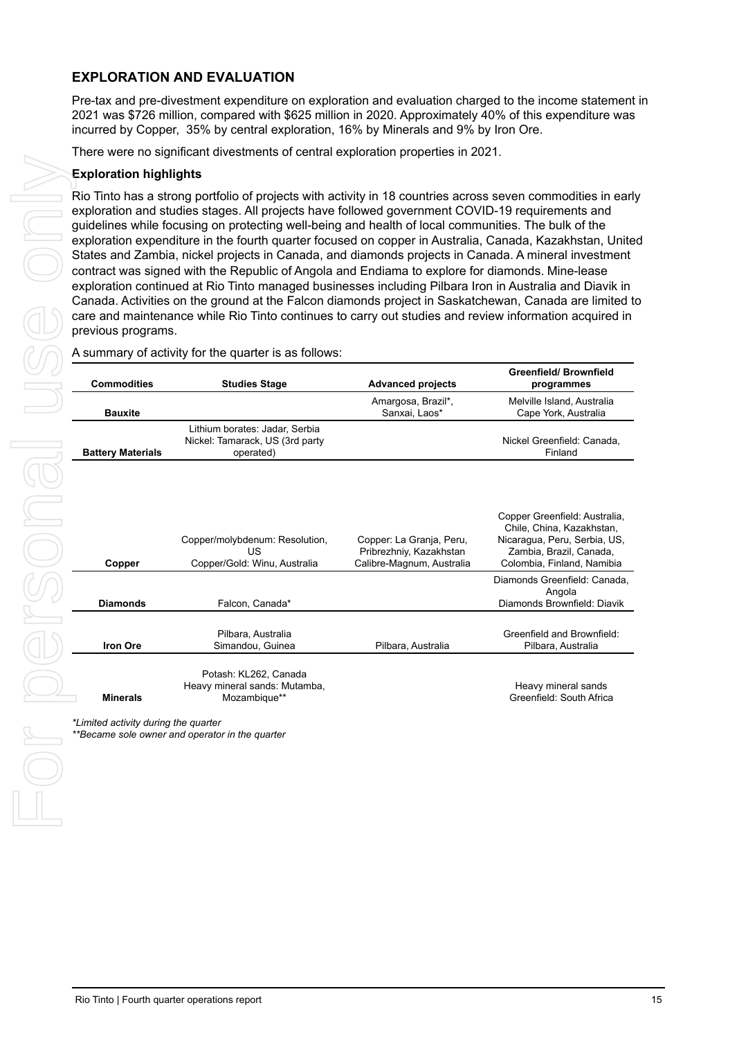## EXPLORATION AND EVALUATION

Pre-tax and pre-divestment expenditure on exploration and evaluation charged to the income statement in 2021 was $726 million, compared with $625 million in 2020. Approximately 40% of this expenditure was incurred by Copper, 35% by central exploration, 16% by Minerals and 9% by Iron Ore.

There were no significant divestments of central exploration properties in 2021.

### Exploration highlights

Rio Tinto has a strong portfolio of projects with activity in 18 countries across seven commodities in early exploration and studies stages. All projects have followed government COVID-19 requirements and guidelines while focusing on protecting well-being and health of local communities. The bulk of the exploration expenditure in the fourth quarter focused on copper in Australia, Canada, Kazakhstan, United States and Zambia, nickel projects in Canada, and diamonds projects in Canada. A mineral investment contract was signed with the Republic of Angola and Endiama to explore for diamonds. Mine-lease exploration continued at Rio Tinto managed businesses including Pilbara Iron in Australia and Diavik in Canada. Activities on the ground at the Falcon diamonds project in Saskatchewan, Canada are limited to care and maintenance while Rio Tinto continues to carry out studies and review information acquired in previous programs.

A summary of activity for the quarter is as follows:

| Commodities | Studies Stage | Advanced projects | Greenfield/ Brownfield programmes |
|---|---|---|---|
| **Bauxite** | | Amargosa, Brazil*, Sanxai, Laos* | Melville Island, Australia Cape York, Australia |
| **Battery Materials** | Lithium borates: Jadar, Serbia Nickel: Tamarack, US (3rd party operated) | | Nickel Greenfield: Canada, Finland |
| **Copper** | Copper/molybdenum: Resolution, US Copper/Gold: Winu, Australia | Copper: La Granja, Peru, Pribrezhniy, Kazakhstan Calibre-Magnum, Australia | Copper Greenfield: Australia, Chile, China, Kazakhstan, Nicaragua, Peru, Serbia, US, Zambia, Brazil, Canada, Colombia, Finland, Namibia |
| **Diamonds** | Falcon, Canada* | | Diamonds Greenfield: Canada, Angola Diamonds Brownfield: Diavik |
| **Iron Ore** | Pilbara, Australia Simandou, Guinea | Pilbara, Australia | Greenfield and Brownfield: Pilbara, Australia |
| **Minerals** | Potash: KL262, Canada Heavy mineral sands: Mutamba, Mozambique** | | Heavy mineral sands Greenfield: South Africa |

*\*Limited activity during the quarter*
*\*\*Became sole owner and operator in the quarter*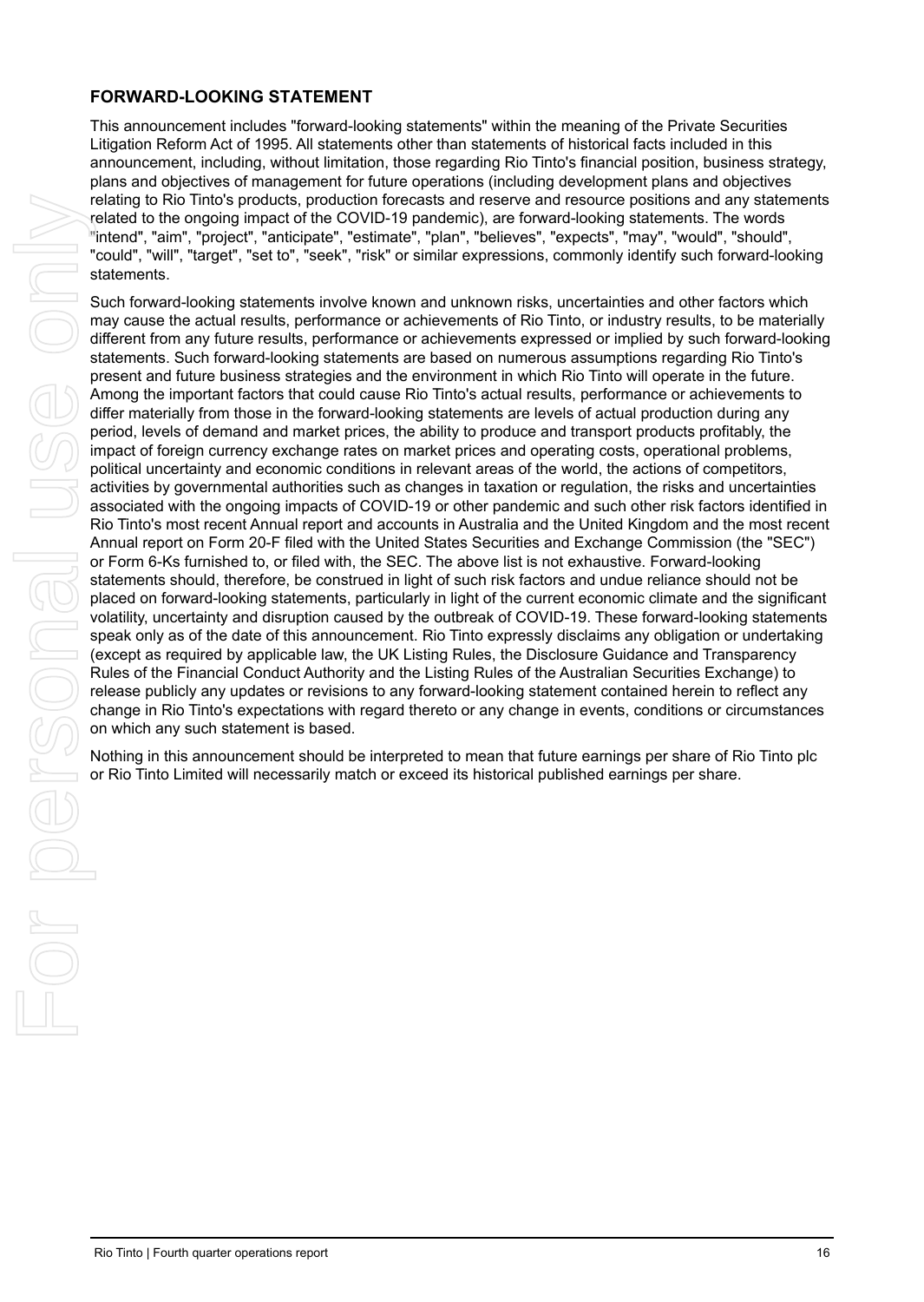## FORWARD-LOOKING STATEMENT

This announcement includes "forward-looking statements" within the meaning of the Private Securities Litigation Reform Act of 1995. All statements other than statements of historical facts included in this announcement, including, without limitation, those regarding Rio Tinto's financial position, business strategy, plans and objectives of management for future operations (including development plans and objectives relating to Rio Tinto's products, production forecasts and reserve and resource positions and any statements related to the ongoing impact of the COVID-19 pandemic), are forward-looking statements. The words "intend", "aim", "project", "anticipate", "estimate", "plan", "believes", "expects", "may", "would", "should", "could", "will", "target", "set to", "seek", "risk" or similar expressions, commonly identify such forward-looking statements.

Such forward-looking statements involve known and unknown risks, uncertainties and other factors which may cause the actual results, performance or achievements of Rio Tinto, or industry results, to be materially different from any future results, performance or achievements expressed or implied by such forward-looking statements. Such forward-looking statements are based on numerous assumptions regarding Rio Tinto's present and future business strategies and the environment in which Rio Tinto will operate in the future. Among the important factors that could cause Rio Tinto's actual results, performance or achievements to differ materially from those in the forward-looking statements are levels of actual production during any period, levels of demand and market prices, the ability to produce and transport products profitably, the impact of foreign currency exchange rates on market prices and operating costs, operational problems, political uncertainty and economic conditions in relevant areas of the world, the actions of competitors, activities by governmental authorities such as changes in taxation or regulation, the risks and uncertainties associated with the ongoing impacts of COVID-19 or other pandemic and such other risk factors identified in Rio Tinto's most recent Annual report and accounts in Australia and the United Kingdom and the most recent Annual report on Form 20-F filed with the United States Securities and Exchange Commission (the "SEC") or Form 6-Ks furnished to, or filed with, the SEC. The above list is not exhaustive. Forward-looking statements should, therefore, be construed in light of such risk factors and undue reliance should not be placed on forward-looking statements, particularly in light of the current economic climate and the significant volatility, uncertainty and disruption caused by the outbreak of COVID-19. These forward-looking statements speak only as of the date of this announcement. Rio Tinto expressly disclaims any obligation or undertaking (except as required by applicable law, the UK Listing Rules, the Disclosure Guidance and Transparency Rules of the Financial Conduct Authority and the Listing Rules of the Australian Securities Exchange) to release publicly any updates or revisions to any forward-looking statement contained herein to reflect any change in Rio Tinto's expectations with regard thereto or any change in events, conditions or circumstances on which any such statement is based.

Nothing in this announcement should be interpreted to mean that future earnings per share of Rio Tinto plc or Rio Tinto Limited will necessarily match or exceed its historical published earnings per share.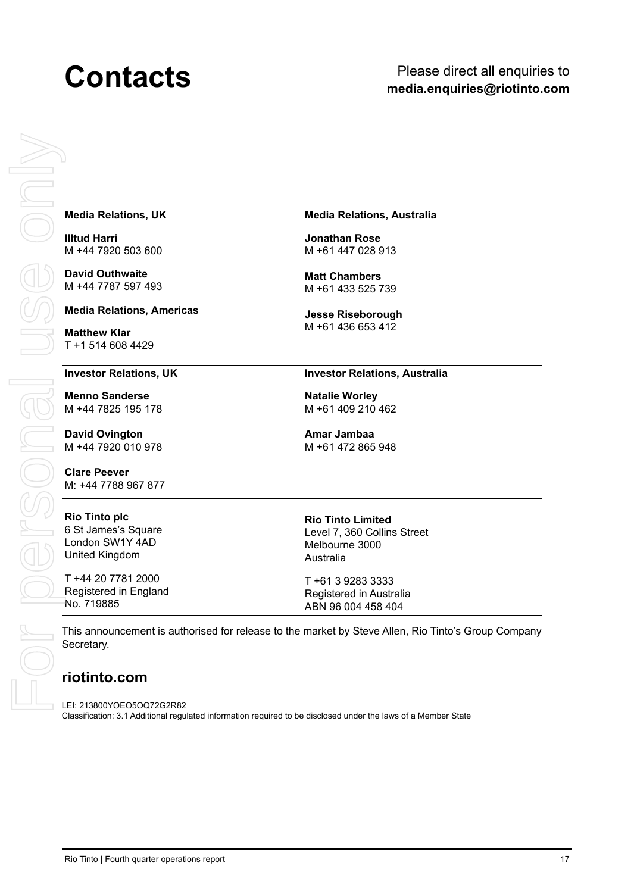# Contacts

Please direct all enquiries to
**media.enquiries@riotinto.com**

**Media Relations, UK**

**Illtud Harri**
M +44 7920 503 600

**David Outhwaite**
M +44 7787 597 493

**Media Relations, Americas**

**Matthew Klar**
T +1 514 608 4429

**Media Relations, Australia**

**Jonathan Rose**
M +61 447 028 913

**Matt Chambers**
M +61 433 525 739

**Jesse Riseborough**
M +61 436 653 412

---

**Investor Relations, UK**

**Menno Sanderse**
M +44 7825 195 178

**David Ovington**
M +44 7920 010 978

**Clare Peever**
M: +44 7788 967 877

**Investor Relations, Australia**

**Natalie Worley**
M +61 409 210 462

**Amar Jambaa**
M +61 472 865 948

---

**Rio Tinto plc**
6 St James's Square
London SW1Y 4AD
United Kingdom

T +44 20 7781 2000
Registered in England
No. 719885

**Rio Tinto Limited**
Level 7, 360 Collins Street
Melbourne 3000
Australia

T +61 3 9283 3333
Registered in Australia
ABN 96 004 458 404

---

This announcement is authorised for release to the market by Steve Allen, Rio Tinto's Group Company Secretary.

## riotinto.com

LEI: 213800YOEO5OQ72G2R82
Classification: 3.1 Additional regulated information required to be disclosed under the laws of a Member State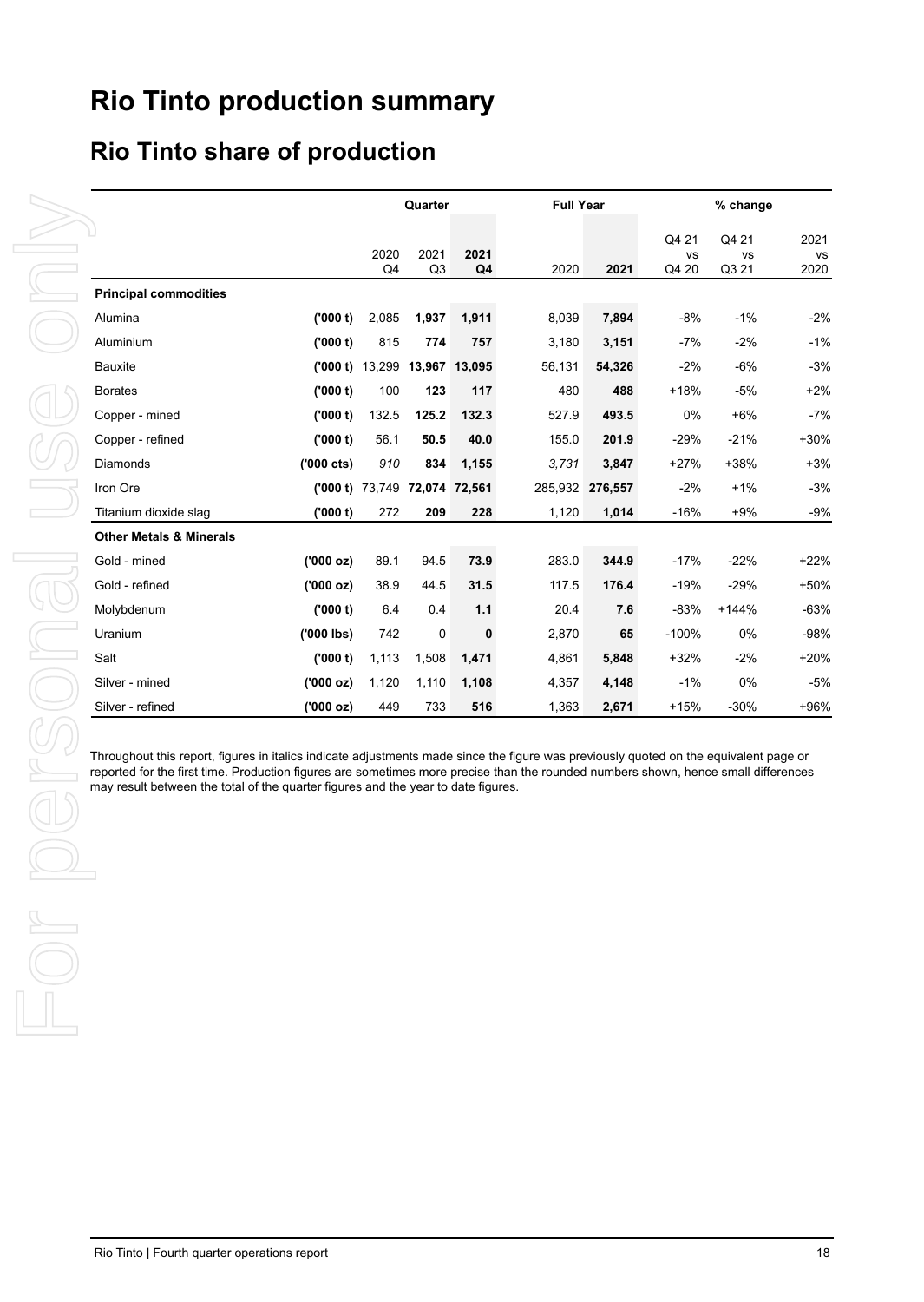# Rio Tinto production summary

## Rio Tinto share of production

| | | Quarter | | | Full Year | | % change | | |
|---|---|---|---|---|---|---|---|---|---|
| | | 2020 Q4 | 2021 Q3 | **2021 Q4** | 2020 | **2021** | Q4 21 vs Q4 20 | Q4 21 vs Q3 21 | 2021 vs 2020 |
| **Principal commodities** | | | | | | | | | |
| Alumina | **('000 t)** | 2,085 | **1,937** | **1,911** | 8,039 | **7,894** | -8% | -1% | -2% |
| Aluminium | **('000 t)** | 815 | **774** | **757** | 3,180 | **3,151** | -7% | -2% | -1% |
| Bauxite | **('000 t)** | 13,299 | **13,967** | **13,095** | 56,131 | **54,326** | -2% | -6% | -3% |
| Borates | **('000 t)** | 100 | **123** | **117** | 480 | **488** | +18% | -5% | +2% |
| Copper - mined | **('000 t)** | 132.5 | **125.2** | **132.3** | 527.9 | **493.5** | 0% | +6% | -7% |
| Copper - refined | **('000 t)** | 56.1 | **50.5** | **40.0** | 155.0 | **201.9** | -29% | -21% | +30% |
| Diamonds | **('000 cts)** | *910* | **834** | **1,155** | *3,731* | **3,847** | +27% | +38% | +3% |
| Iron Ore | **('000 t)** | 73,749 | **72,074** | **72,561** | 285,932 | **276,557** | -2% | +1% | -3% |
| Titanium dioxide slag | **('000 t)** | 272 | **209** | **228** | 1,120 | **1,014** | -16% | +9% | -9% |
| **Other Metals & Minerals** | | | | | | | | | |
| Gold - mined | **('000 oz)** | 89.1 | 94.5 | **73.9** | 283.0 | **344.9** | -17% | -22% | +22% |
| Gold - refined | **('000 oz)** | 38.9 | 44.5 | **31.5** | 117.5 | **176.4** | -19% | -29% | +50% |
| Molybdenum | **('000 t)** | 6.4 | 0.4 | **1.1** | 20.4 | **7.6** | -83% | +144% | -63% |
| Uranium | **('000 lbs)** | 742 | 0 | **0** | 2,870 | **65** | -100% | 0% | -98% |
| Salt | **('000 t)** | 1,113 | 1,508 | **1,471** | 4,861 | **5,848** | +32% | -2% | +20% |
| Silver - mined | **('000 oz)** | 1,120 | 1,110 | **1,108** | 4,357 | **4,148** | -1% | 0% | -5% |
| Silver - refined | **('000 oz)** | 449 | 733 | **516** | 1,363 | **2,671** | +15% | -30% | +96% |

Throughout this report, figures in italics indicate adjustments made since the figure was previously quoted on the equivalent page or reported for the first time. Production figures are sometimes more precise than the rounded numbers shown, hence small differences may result between the total of the quarter figures and the year to date figures.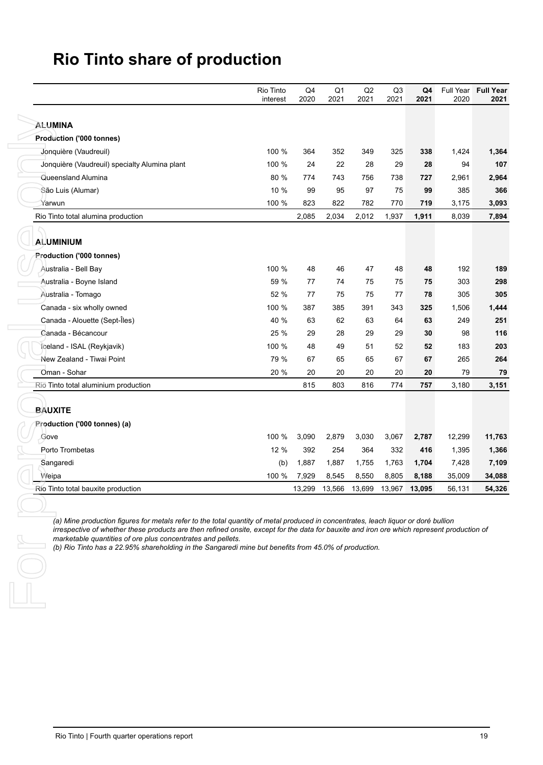# Rio Tinto share of production

| | Rio Tinto interest | Q4 2020 | Q1 2021 | Q2 2021 | Q3 2021 | **Q4 2021** | Full Year 2020 | **Full Year 2021** |
|---|---|---|---|---|---|---|---|---|
| **ALUMINA** | | | | | | | | |
| **Production ('000 tonnes)** | | | | | | | | |
| Jonquière (Vaudreuil) | 100 % | 364 | 352 | 349 | 325 | **338** | 1,424 | **1,364** |
| Jonquière (Vaudreuil) specialty Alumina plant | 100 % | 24 | 22 | 28 | 29 | **28** | 94 | **107** |
| Queensland Alumina | 80 % | 774 | 743 | 756 | 738 | **727** | 2,961 | **2,964** |
| São Luis (Alumar) | 10 % | 99 | 95 | 97 | 75 | **99** | 385 | **366** |
| Yarwun | 100 % | 823 | 822 | 782 | 770 | **719** | 3,175 | **3,093** |
| Rio Tinto total alumina production | | 2,085 | 2,034 | 2,012 | 1,937 | **1,911** | 8,039 | **7,894** |
| **ALUMINIUM** | | | | | | | | |
| **Production ('000 tonnes)** | | | | | | | | |
| Australia - Bell Bay | 100 % | 48 | 46 | 47 | 48 | **48** | 192 | **189** |
| Australia - Boyne Island | 59 % | 77 | 74 | 75 | 75 | **75** | 303 | **298** |
| Australia - Tomago | 52 % | 77 | 75 | 75 | 77 | **78** | 305 | **305** |
| Canada - six wholly owned | 100 % | 387 | 385 | 391 | 343 | **325** | 1,506 | **1,444** |
| Canada - Alouette (Sept-Îles) | 40 % | 63 | 62 | 63 | 64 | **63** | 249 | **251** |
| Canada - Bécancour | 25 % | 29 | 28 | 29 | 29 | **30** | 98 | **116** |
| Iceland - ISAL (Reykjavik) | 100 % | 48 | 49 | 51 | 52 | **52** | 183 | **203** |
| New Zealand - Tiwai Point | 79 % | 67 | 65 | 65 | 67 | **67** | 265 | **264** |
| Oman - Sohar | 20 % | 20 | 20 | 20 | 20 | **20** | 79 | **79** |
| Rio Tinto total aluminium production | | 815 | 803 | 816 | 774 | **757** | 3,180 | **3,151** |
| **BAUXITE** | | | | | | | | |
| **Production ('000 tonnes) (a)** | | | | | | | | |
| Gove | 100 % | 3,090 | 2,879 | 3,030 | 3,067 | **2,787** | 12,299 | **11,763** |
| Porto Trombetas | 12 % | 392 | 254 | 364 | 332 | **416** | 1,395 | **1,366** |
| Sangaredi | (b) | 1,887 | 1,887 | 1,755 | 1,763 | **1,704** | 7,428 | **7,109** |
| Weipa | 100 % | 7,929 | 8,545 | 8,550 | 8,805 | **8,188** | 35,009 | **34,088** |
| Rio Tinto total bauxite production | | 13,299 | 13,566 | 13,699 | 13,967 | **13,095** | 56,131 | **54,326** |

*(a) Mine production figures for metals refer to the total quantity of metal produced in concentrates, leach liquor or doré bullion irrespective of whether these products are then refined onsite, except for the data for bauxite and iron ore which represent production of marketable quantities of ore plus concentrates and pellets.*
*(b) Rio Tinto has a 22.95% shareholding in the Sangaredi mine but benefits from 45.0% of production.*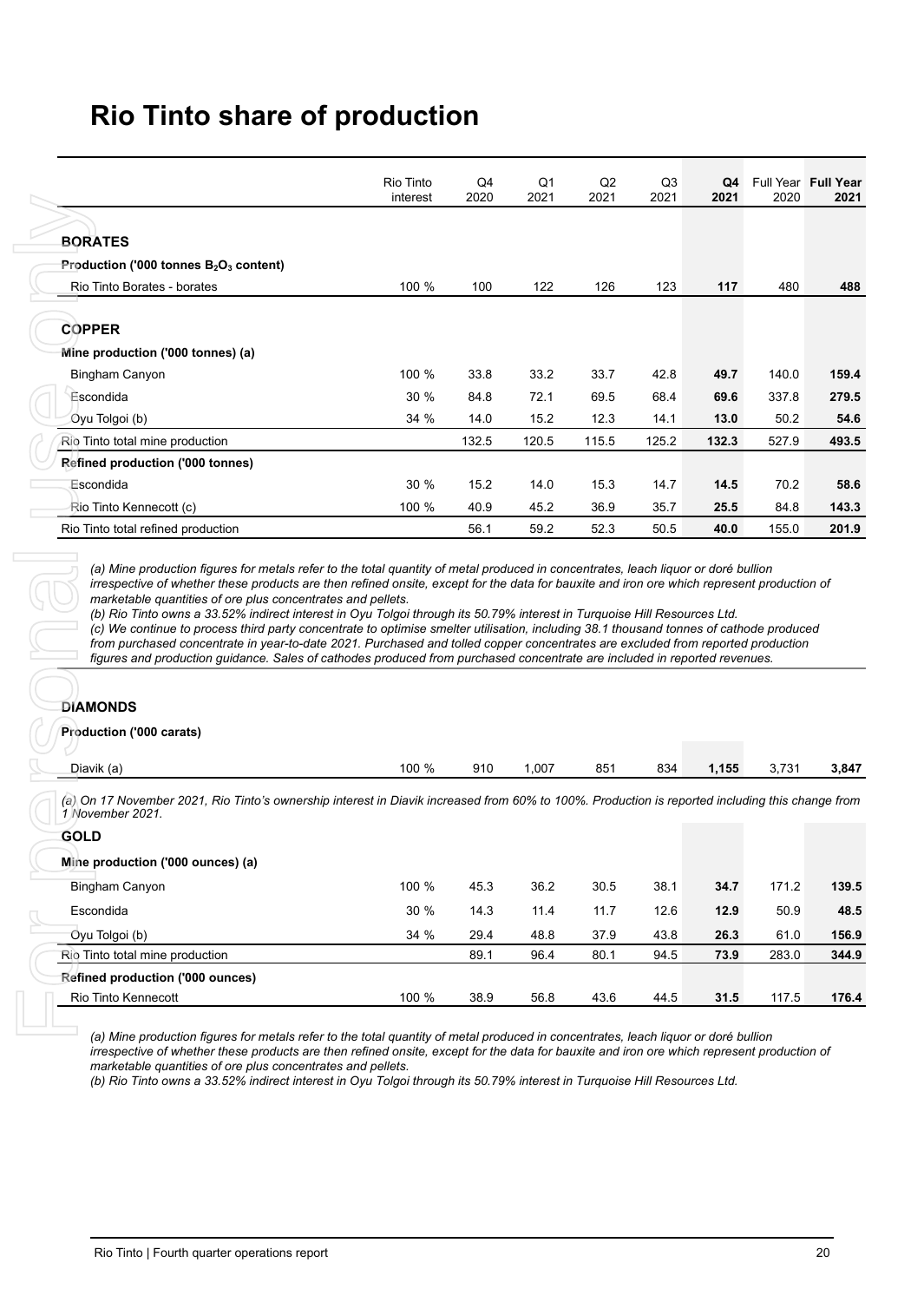# Rio Tinto share of production

| | Rio Tinto interest | Q4 2020 | Q1 2021 | Q2 2021 | Q3 2021 | **Q4 2021** | Full Year 2020 | **Full Year 2021** |
|---|---|---|---|---|---|---|---|---|
| **BORATES** | | | | | | | | |
| **Production ('000 tonnes $B_2O_3$ content)** | | | | | | | | |
| Rio Tinto Borates - borates | 100 % | 100 | 122 | 126 | 123 | **117** | 480 | **488** |
| **COPPER** | | | | | | | | |
| **Mine production ('000 tonnes) (a)** | | | | | | | | |
| Bingham Canyon | 100 % | 33.8 | 33.2 | 33.7 | 42.8 | **49.7** | 140.0 | **159.4** |
| Escondida | 30 % | 84.8 | 72.1 | 69.5 | 68.4 | **69.6** | 337.8 | **279.5** |
| Oyu Tolgoi (b) | 34 % | 14.0 | 15.2 | 12.3 | 14.1 | **13.0** | 50.2 | **54.6** |
| Rio Tinto total mine production | | 132.5 | 120.5 | 115.5 | 125.2 | **132.3** | 527.9 | **493.5** |
| **Refined production ('000 tonnes)** | | | | | | | | |
| Escondida | 30 % | 15.2 | 14.0 | 15.3 | 14.7 | **14.5** | 70.2 | **58.6** |
| Rio Tinto Kennecott (c) | 100 % | 40.9 | 45.2 | 36.9 | 35.7 | **25.5** | 84.8 | **143.3** |
| Rio Tinto total refined production | | 56.1 | 59.2 | 52.3 | 50.5 | **40.0** | 155.0 | **201.9** |

*(a) Mine production figures for metals refer to the total quantity of metal produced in concentrates, leach liquor or doré bullion irrespective of whether these products are then refined onsite, except for the data for bauxite and iron ore which represent production of marketable quantities of ore plus concentrates and pellets.*
*(b) Rio Tinto owns a 33.52% indirect interest in Oyu Tolgoi through its 50.79% interest in Turquoise Hill Resources Ltd.*
*(c) We continue to process third party concentrate to optimise smelter utilisation, including 38.1 thousand tonnes of cathode produced from purchased concentrate in year-to-date 2021. Purchased and tolled copper concentrates are excluded from reported production figures and production guidance. Sales of cathodes produced from purchased concentrate are included in reported revenues.*

| | Rio Tinto interest | Q4 2020 | Q1 2021 | Q2 2021 | Q3 2021 | **Q4 2021** | Full Year 2020 | **Full Year 2021** |
|---|---|---|---|---|---|---|---|---|
| **DIAMONDS** | | | | | | | | |
| **Production ('000 carats)** | | | | | | | | |
| Diavik (a) | 100 % | 910 | 1,007 | 851 | 834 | **1,155** | 3,731 | **3,847** |

*(a) On 17 November 2021, Rio Tinto's ownership interest in Diavik increased from 60% to 100%. Production is reported including this change from 1 November 2021.*

| | Rio Tinto interest | Q4 2020 | Q1 2021 | Q2 2021 | Q3 2021 | **Q4 2021** | Full Year 2020 | **Full Year 2021** |
|---|---|---|---|---|---|---|---|---|
| **GOLD** | | | | | | | | |
| **Mine production ('000 ounces) (a)** | | | | | | | | |
| Bingham Canyon | 100 % | 45.3 | 36.2 | 30.5 | 38.1 | **34.7** | 171.2 | **139.5** |
| Escondida | 30 % | 14.3 | 11.4 | 11.7 | 12.6 | **12.9** | 50.9 | **48.5** |
| Oyu Tolgoi (b) | 34 % | 29.4 | 48.8 | 37.9 | 43.8 | **26.3** | 61.0 | **156.9** |
| Rio Tinto total mine production | | 89.1 | 96.4 | 80.1 | 94.5 | **73.9** | 283.0 | **344.9** |
| **Refined production ('000 ounces)** | | | | | | | | |
| Rio Tinto Kennecott | 100 % | 38.9 | 56.8 | 43.6 | 44.5 | **31.5** | 117.5 | **176.4** |

*(a) Mine production figures for metals refer to the total quantity of metal produced in concentrates, leach liquor or doré bullion irrespective of whether these products are then refined onsite, except for the data for bauxite and iron ore which represent production of marketable quantities of ore plus concentrates and pellets.*
*(b) Rio Tinto owns a 33.52% indirect interest in Oyu Tolgoi through its 50.79% interest in Turquoise Hill Resources Ltd.*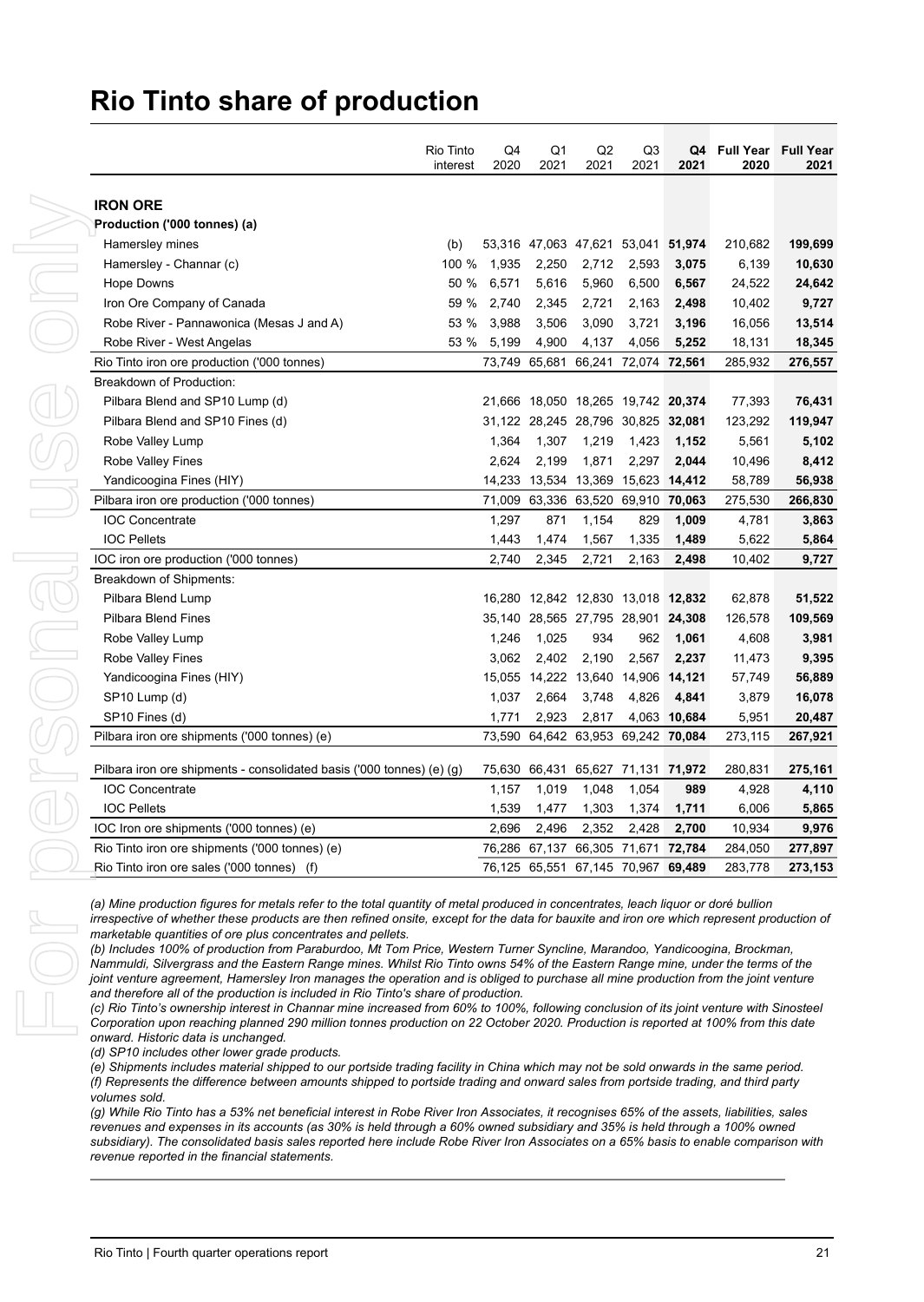# Rio Tinto share of production

| | Rio Tinto interest | Q4 2020 | Q1 2021 | Q2 2021 | Q3 2021 | **Q4 2021** | Full Year 2020 | **Full Year 2021** |
|---|---|---|---|---|---|---|---|---|
| **IRON ORE** | | | | | | | | |
| **Production ('000 tonnes) (a)** | | | | | | | | |
| Hamersley mines | (b) | 53,316 | 47,063 | 47,621 | 53,041 | **51,974** | 210,682 | **199,699** |
| Hamersley - Channar (c) | 100 % | 1,935 | 2,250 | 2,712 | 2,593 | **3,075** | 6,139 | **10,630** |
| Hope Downs | 50 % | 6,571 | 5,616 | 5,960 | 6,500 | **6,567** | 24,522 | **24,642** |
| Iron Ore Company of Canada | 59 % | 2,740 | 2,345 | 2,721 | 2,163 | **2,498** | 10,402 | **9,727** |
| Robe River - Pannawonica (Mesas J and A) | 53 % | 3,988 | 3,506 | 3,090 | 3,721 | **3,196** | 16,056 | **13,514** |
| Robe River - West Angelas | 53 % | 5,199 | 4,900 | 4,137 | 4,056 | **5,252** | 18,131 | **18,345** |
| Rio Tinto iron ore production ('000 tonnes) | | 73,749 | 65,681 | 66,241 | 72,074 | **72,561** | 285,932 | **276,557** |
| Breakdown of Production: | | | | | | | | |
| Pilbara Blend and SP10 Lump (d) | | 21,666 | 18,050 | 18,265 | 19,742 | **20,374** | 77,393 | **76,431** |
| Pilbara Blend and SP10 Fines (d) | | 31,122 | 28,245 | 28,796 | 30,825 | **32,081** | 123,292 | **119,947** |
| Robe Valley Lump | | 1,364 | 1,307 | 1,219 | 1,423 | **1,152** | 5,561 | **5,102** |
| Robe Valley Fines | | 2,624 | 2,199 | 1,871 | 2,297 | **2,044** | 10,496 | **8,412** |
| Yandicoogina Fines (HIY) | | 14,233 | 13,534 | 13,369 | 15,623 | **14,412** | 58,789 | **56,938** |
| Pilbara iron ore production ('000 tonnes) | | 71,009 | 63,336 | 63,520 | 69,910 | **70,063** | 275,530 | **266,830** |
| IOC Concentrate | | 1,297 | 871 | 1,154 | 829 | **1,009** | 4,781 | **3,863** |
| IOC Pellets | | 1,443 | 1,474 | 1,567 | 1,335 | **1,489** | 5,622 | **5,864** |
| IOC iron ore production ('000 tonnes) | | 2,740 | 2,345 | 2,721 | 2,163 | **2,498** | 10,402 | **9,727** |
| Breakdown of Shipments: | | | | | | | | |
| Pilbara Blend Lump | | 16,280 | 12,842 | 12,830 | 13,018 | **12,832** | 62,878 | **51,522** |
| Pilbara Blend Fines | | 35,140 | 28,565 | 27,795 | 28,901 | **24,308** | 126,578 | **109,569** |
| Robe Valley Lump | | 1,246 | 1,025 | 934 | 962 | **1,061** | 4,608 | **3,981** |
| Robe Valley Fines | | 3,062 | 2,402 | 2,190 | 2,567 | **2,237** | 11,473 | **9,395** |
| Yandicoogina Fines (HIY) | | 15,055 | 14,222 | 13,640 | 14,906 | **14,121** | 57,749 | **56,889** |
| SP10 Lump (d) | | 1,037 | 2,664 | 3,748 | 4,826 | **4,841** | 3,879 | **16,078** |
| SP10 Fines (d) | | 1,771 | 2,923 | 2,817 | 4,063 | **10,684** | 5,951 | **20,487** |
| Pilbara iron ore shipments ('000 tonnes) (e) | | 73,590 | 64,642 | 63,953 | 69,242 | **70,084** | 273,115 | **267,921** |
| Pilbara iron ore shipments - consolidated basis ('000 tonnes) (e) (g) | | 75,630 | 66,431 | 65,627 | 71,131 | **71,972** | 280,831 | **275,161** |
| IOC Concentrate | | 1,157 | 1,019 | 1,048 | 1,054 | **989** | 4,928 | **4,110** |
| IOC Pellets | | 1,539 | 1,477 | 1,303 | 1,374 | **1,711** | 6,006 | **5,865** |
| IOC Iron ore shipments ('000 tonnes) (e) | | 2,696 | 2,496 | 2,352 | 2,428 | **2,700** | 10,934 | **9,976** |
| Rio Tinto iron ore shipments ('000 tonnes) (e) | | 76,286 | 67,137 | 66,305 | 71,671 | **72,784** | 284,050 | **277,897** |
| Rio Tinto iron ore sales ('000 tonnes) (f) | | 76,125 | 65,551 | 67,145 | 70,967 | **69,489** | 283,778 | **273,153** |

*(a) Mine production figures for metals refer to the total quantity of metal produced in concentrates, leach liquor or doré bullion irrespective of whether these products are then refined onsite, except for the data for bauxite and iron ore which represent production of marketable quantities of ore plus concentrates and pellets.*
*(b) Includes 100% of production from Paraburdoo, Mt Tom Price, Western Turner Syncline, Marandoo, Yandicoogina, Brockman, Nammuldi, Silvergrass and the Eastern Range mines. Whilst Rio Tinto owns 54% of the Eastern Range mine, under the terms of the joint venture agreement, Hamersley Iron manages the operation and is obliged to purchase all mine production from the joint venture and therefore all of the production is included in Rio Tinto's share of production.*
*(c) Rio Tinto's ownership interest in Channar mine increased from 60% to 100%, following conclusion of its joint venture with Sinosteel Corporation upon reaching planned 290 million tonnes production on 22 October 2020. Production is reported at 100% from this date onward. Historic data is unchanged.*
*(d) SP10 includes other lower grade products.*
*(e) Shipments includes material shipped to our portside trading facility in China which may not be sold onwards in the same period.*
*(f) Represents the difference between amounts shipped to portside trading and onward sales from portside trading, and third party volumes sold.*
*(g) While Rio Tinto has a 53% net beneficial interest in Robe River Iron Associates, it recognises 65% of the assets, liabilities, sales revenues and expenses in its accounts (as 30% is held through a 60% owned subsidiary and 35% is held through a 100% owned subsidiary). The consolidated basis sales reported here include Robe River Iron Associates on a 65% basis to enable comparison with revenue reported in the financial statements.*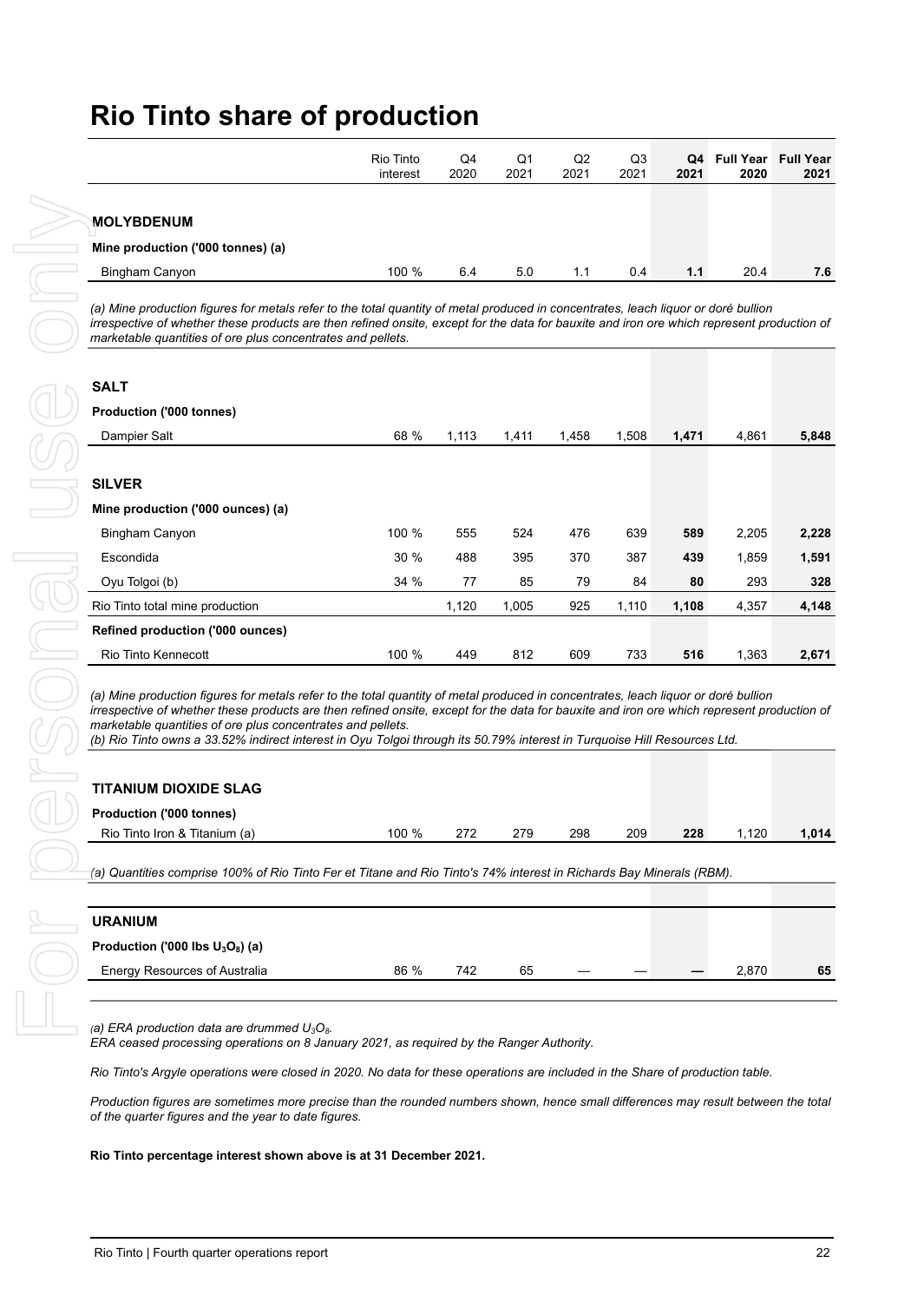# Rio Tinto share of production

| | Rio Tinto interest | Q4 2020 | Q1 2021 | Q2 2021 | Q3 2021 | **Q4 2021** | Full Year 2020 | **Full Year 2021** |
|---|---|---|---|---|---|---|---|---|
| **MOLYBDENUM** | | | | | | | | |
| **Mine production ('000 tonnes) (a)** | | | | | | | | |
| Bingham Canyon | 100 % | 6.4 | 5.0 | 1.1 | 0.4 | **1.1** | 20.4 | **7.6** |

*(a) Mine production figures for metals refer to the total quantity of metal produced in concentrates, leach liquor or doré bullion irrespective of whether these products are then refined onsite, except for the data for bauxite and iron ore which represent production of marketable quantities of ore plus concentrates and pellets.*

| | Rio Tinto interest | Q4 2020 | Q1 2021 | Q2 2021 | Q3 2021 | **Q4 2021** | Full Year 2020 | **Full Year 2021** |
|---|---|---|---|---|---|---|---|---|
| **SALT** | | | | | | | | |
| **Production ('000 tonnes)** | | | | | | | | |
| Dampier Salt | 68 % | 1,113 | 1,411 | 1,458 | 1,508 | **1,471** | 4,861 | **5,848** |
| **SILVER** | | | | | | | | |
| **Mine production ('000 ounces) (a)** | | | | | | | | |
| Bingham Canyon | 100 % | 555 | 524 | 476 | 639 | **589** | 2,205 | **2,228** |
| Escondida | 30 % | 488 | 395 | 370 | 387 | **439** | 1,859 | **1,591** |
| Oyu Tolgoi (b) | 34 % | 77 | 85 | 79 | 84 | **80** | 293 | **328** |
| Rio Tinto total mine production | | 1,120 | 1,005 | 925 | 1,110 | **1,108** | 4,357 | **4,148** |
| **Refined production ('000 ounces)** | | | | | | | | |
| Rio Tinto Kennecott | 100 % | 449 | 812 | 609 | 733 | **516** | 1,363 | **2,671** |

*(a) Mine production figures for metals refer to the total quantity of metal produced in concentrates, leach liquor or doré bullion irrespective of whether these products are then refined onsite, except for the data for bauxite and iron ore which represent production of marketable quantities of ore plus concentrates and pellets.*
*(b) Rio Tinto owns a 33.52% indirect interest in Oyu Tolgoi through its 50.79% interest in Turquoise Hill Resources Ltd.*

| | Rio Tinto interest | Q4 2020 | Q1 2021 | Q2 2021 | Q3 2021 | **Q4 2021** | Full Year 2020 | **Full Year 2021** |
|---|---|---|---|---|---|---|---|---|
| **TITANIUM DIOXIDE SLAG** | | | | | | | | |
| **Production ('000 tonnes)** | | | | | | | | |
| Rio Tinto Iron & Titanium (a) | 100 % | 272 | 279 | 298 | 209 | **228** | 1,120 | **1,014** |

*(a) Quantities comprise 100% of Rio Tinto Fer et Titane and Rio Tinto's 74% interest in Richards Bay Minerals (RBM).*

| | Rio Tinto interest | Q4 2020 | Q1 2021 | Q2 2021 | Q3 2021 | **Q4 2021** | Full Year 2020 | **Full Year 2021** |
|---|---|---|---|---|---|---|---|---|
| **URANIUM** | | | | | | | | |
| **Production ('000 lbs $U_3O_8$) (a)** | | | | | | | | |
| Energy Resources of Australia | 86 % | 742 | 65 | — | — | **—** | 2,870 | **65** |

*(a) ERA production data are drummed $U_3O_8$.*
*ERA ceased processing operations on 8 January 2021, as required by the Ranger Authority.*

*Rio Tinto's Argyle operations were closed in 2020. No data for these operations are included in the Share of production table.*

*Production figures are sometimes more precise than the rounded numbers shown, hence small differences may result between the total of the quarter figures and the year to date figures.*

**Rio Tinto percentage interest shown above is at 31 December 2021.**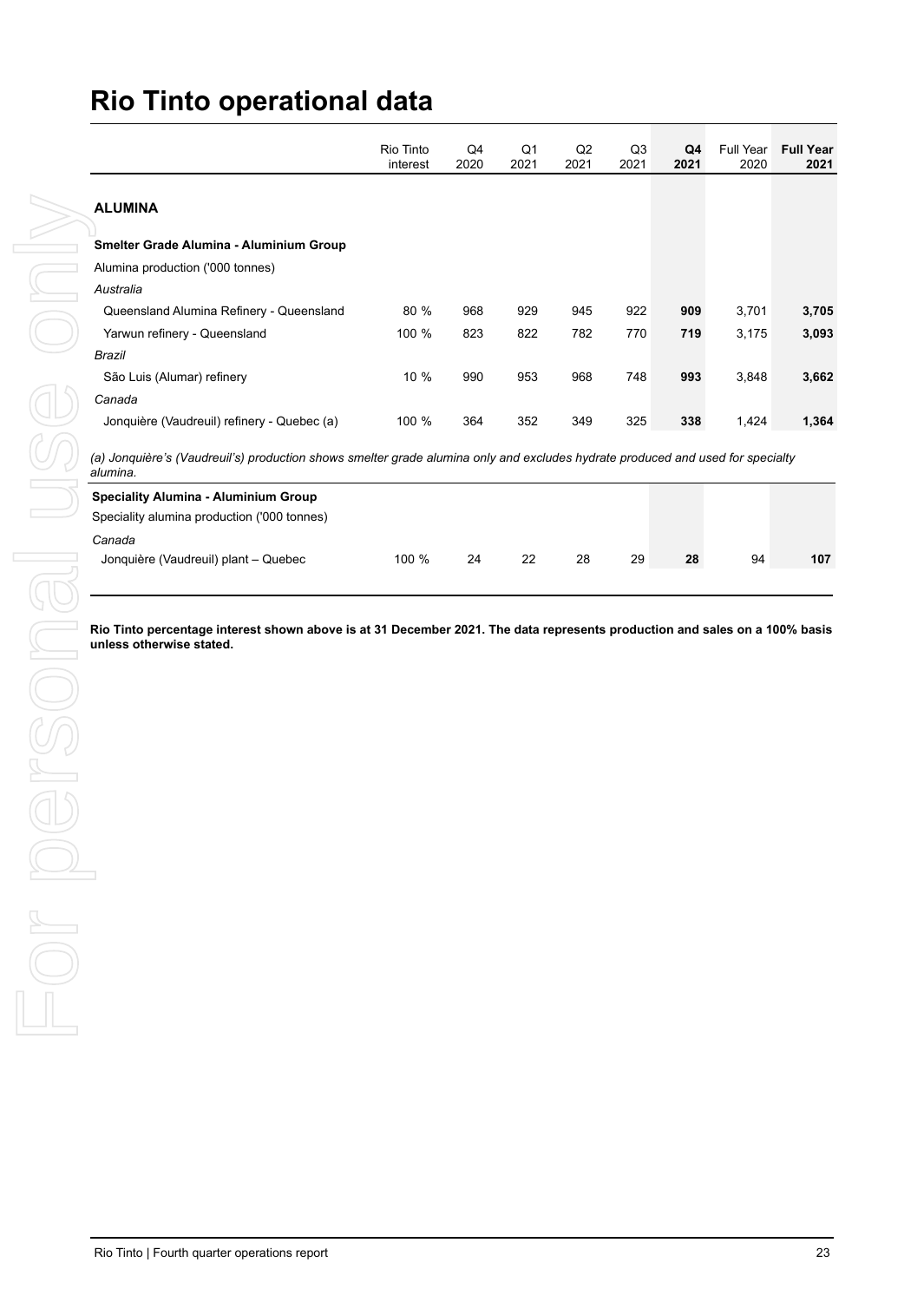# Rio Tinto operational data

| | Rio Tinto interest | Q4 2020 | Q1 2021 | Q2 2021 | Q3 2021 | **Q4 2021** | Full Year 2020 | **Full Year 2021** |
|---|---|---|---|---|---|---|---|---|
| **ALUMINA** | | | | | | | | |
| **Smelter Grade Alumina - Aluminium Group** | | | | | | | | |
| Alumina production ('000 tonnes) | | | | | | | | |
| *Australia* | | | | | | | | |
| Queensland Alumina Refinery - Queensland | 80 % | 968 | 929 | 945 | 922 | **909** | 3,701 | **3,705** |
| Yarwun refinery - Queensland | 100 % | 823 | 822 | 782 | 770 | **719** | 3,175 | **3,093** |
| *Brazil* | | | | | | | | |
| São Luis (Alumar) refinery | 10 % | 990 | 953 | 968 | 748 | **993** | 3,848 | **3,662** |
| *Canada* | | | | | | | | |
| Jonquière (Vaudreuil) refinery - Quebec (a) | 100 % | 364 | 352 | 349 | 325 | **338** | 1,424 | **1,364** |

*(a) Jonquière's (Vaudreuil's) production shows smelter grade alumina only and excludes hydrate produced and used for specialty alumina.*

| | | | | | | | | |
|---|---|---|---|---|---|---|---|---|
| **Speciality Alumina - Aluminium Group** | | | | | | | | |
| Speciality alumina production ('000 tonnes) | | | | | | | | |
| *Canada* | | | | | | | | |
| Jonquière (Vaudreuil) plant – Quebec | 100 % | 24 | 22 | 28 | 29 | **28** | 94 | **107** |

**Rio Tinto percentage interest shown above is at 31 December 2021. The data represents production and sales on a 100% basis unless otherwise stated.**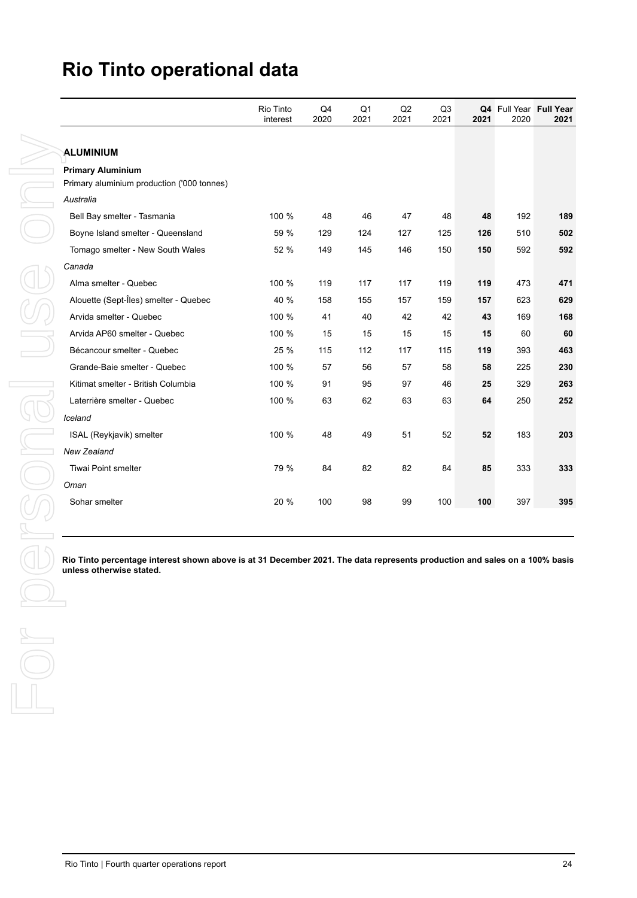# Rio Tinto operational data

| | Rio Tinto interest | Q4 2020 | Q1 2021 | Q2 2021 | Q3 2021 | **Q4 2021** | Full Year 2020 | **Full Year 2021** |
|---|---|---|---|---|---|---|---|---|
| **ALUMINIUM** | | | | | | | | |
| **Primary Aluminium** | | | | | | | | |
| Primary aluminium production ('000 tonnes) | | | | | | | | |
| *Australia* | | | | | | | | |
| Bell Bay smelter - Tasmania | 100 % | 48 | 46 | 47 | 48 | **48** | 192 | **189** |
| Boyne Island smelter - Queensland | 59 % | 129 | 124 | 127 | 125 | **126** | 510 | **502** |
| Tomago smelter - New South Wales | 52 % | 149 | 145 | 146 | 150 | **150** | 592 | **592** |
| *Canada* | | | | | | | | |
| Alma smelter - Quebec | 100 % | 119 | 117 | 117 | 119 | **119** | 473 | **471** |
| Alouette (Sept-Îles) smelter - Quebec | 40 % | 158 | 155 | 157 | 159 | **157** | 623 | **629** |
| Arvida smelter - Quebec | 100 % | 41 | 40 | 42 | 42 | **43** | 169 | **168** |
| Arvida AP60 smelter - Quebec | 100 % | 15 | 15 | 15 | 15 | **15** | 60 | **60** |
| Bécancour smelter - Quebec | 25 % | 115 | 112 | 117 | 115 | **119** | 393 | **463** |
| Grande-Baie smelter - Quebec | 100 % | 57 | 56 | 57 | 58 | **58** | 225 | **230** |
| Kitimat smelter - British Columbia | 100 % | 91 | 95 | 97 | 46 | **25** | 329 | **263** |
| Laterrière smelter - Quebec | 100 % | 63 | 62 | 63 | 63 | **64** | 250 | **252** |
| *Iceland* | | | | | | | | |
| ISAL (Reykjavik) smelter | 100 % | 48 | 49 | 51 | 52 | **52** | 183 | **203** |
| *New Zealand* | | | | | | | | |
| Tiwai Point smelter | 79 % | 84 | 82 | 82 | 84 | **85** | 333 | **333** |
| *Oman* | | | | | | | | |
| Sohar smelter | 20 % | 100 | 98 | 99 | 100 | **100** | 397 | **395** |

**Rio Tinto percentage interest shown above is at 31 December 2021. The data represents production and sales on a 100% basis unless otherwise stated.**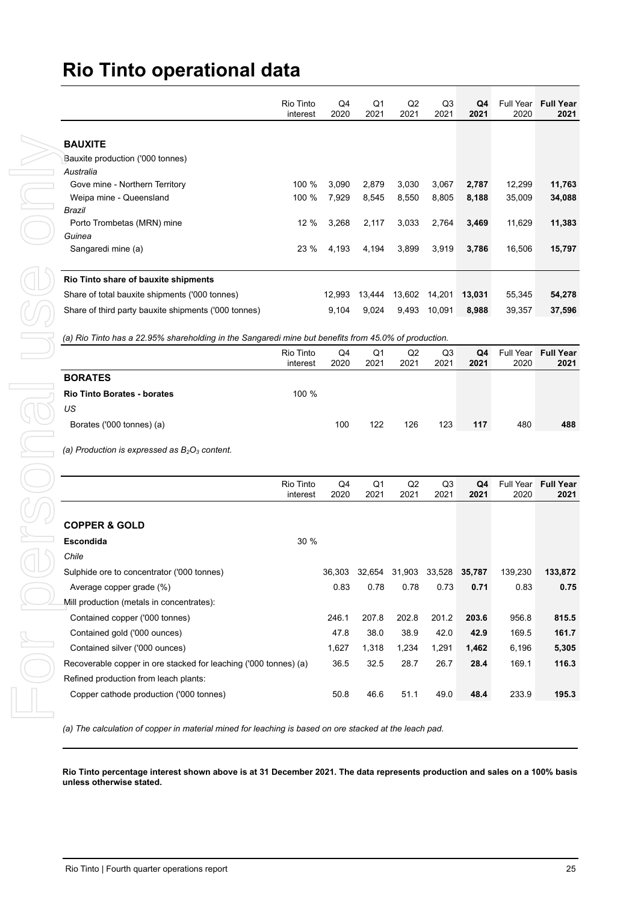# Rio Tinto operational data

| | Rio Tinto interest | Q4 2020 | Q1 2021 | Q2 2021 | Q3 2021 | **Q4 2021** | Full Year 2020 | **Full Year 2021** |
|---|---|---|---|---|---|---|---|---|
| **BAUXITE** | | | | | | | | |
| Bauxite production ('000 tonnes) | | | | | | | | |
| *Australia* | | | | | | | | |
| Gove mine - Northern Territory | 100 % | 3,090 | 2,879 | 3,030 | 3,067 | **2,787** | 12,299 | **11,763** |
| Weipa mine - Queensland | 100 % | 7,929 | 8,545 | 8,550 | 8,805 | **8,188** | 35,009 | **34,088** |
| *Brazil* | | | | | | | | |
| Porto Trombetas (MRN) mine | 12 % | 3,268 | 2,117 | 3,033 | 2,764 | **3,469** | 11,629 | **11,383** |
| *Guinea* | | | | | | | | |
| Sangaredi mine (a) | 23 % | 4,193 | 4,194 | 3,899 | 3,919 | **3,786** | 16,506 | **15,797** |
| **Rio Tinto share of bauxite shipments** | | | | | | | | |
| Share of total bauxite shipments ('000 tonnes) | | 12,993 | 13,444 | 13,602 | 14,201 | **13,031** | 55,345 | **54,278** |
| Share of third party bauxite shipments ('000 tonnes) | | 9,104 | 9,024 | 9,493 | 10,091 | **8,988** | 39,357 | **37,596** |

*(a) Rio Tinto has a 22.95% shareholding in the Sangaredi mine but benefits from 45.0% of production.*

| | Rio Tinto interest | Q4 2020 | Q1 2021 | Q2 2021 | Q3 2021 | **Q4 2021** | Full Year 2020 | **Full Year 2021** |
|---|---|---|---|---|---|---|---|---|
| **BORATES** | | | | | | | | |
| **Rio Tinto Borates - borates** | 100 % | | | | | | | |
| *US* | | | | | | | | |
| Borates ('000 tonnes) (a) | | 100 | 122 | 126 | 123 | **117** | 480 | **488** |

*(a) Production is expressed as $B_2O_3$ content.*

| | Rio Tinto interest | Q4 2020 | Q1 2021 | Q2 2021 | Q3 2021 | **Q4 2021** | Full Year 2020 | **Full Year 2021** |
|---|---|---|---|---|---|---|---|---|
| **COPPER & GOLD** | | | | | | | | |
| **Escondida** | 30 % | | | | | | | |
| *Chile* | | | | | | | | |
| Sulphide ore to concentrator ('000 tonnes) | | 36,303 | 32,654 | 31,903 | 33,528 | **35,787** | 139,230 | **133,872** |
| Average copper grade (%) | | 0.83 | 0.78 | 0.78 | 0.73 | **0.71** | 0.83 | **0.75** |
| Mill production (metals in concentrates): | | | | | | | | |
| Contained copper ('000 tonnes) | | 246.1 | 207.8 | 202.8 | 201.2 | **203.6** | 956.8 | **815.5** |
| Contained gold ('000 ounces) | | 47.8 | 38.0 | 38.9 | 42.0 | **42.9** | 169.5 | **161.7** |
| Contained silver ('000 ounces) | | 1,627 | 1,318 | 1,234 | 1,291 | **1,462** | 6,196 | **5,305** |
| Recoverable copper in ore stacked for leaching ('000 tonnes) (a) | | 36.5 | 32.5 | 28.7 | 26.7 | **28.4** | 169.1 | **116.3** |
| Refined production from leach plants: | | | | | | | | |
| Copper cathode production ('000 tonnes) | | 50.8 | 46.6 | 51.1 | 49.0 | **48.4** | 233.9 | **195.3** |

*(a) The calculation of copper in material mined for leaching is based on ore stacked at the leach pad.*

**Rio Tinto percentage interest shown above is at 31 December 2021. The data represents production and sales on a 100% basis unless otherwise stated.**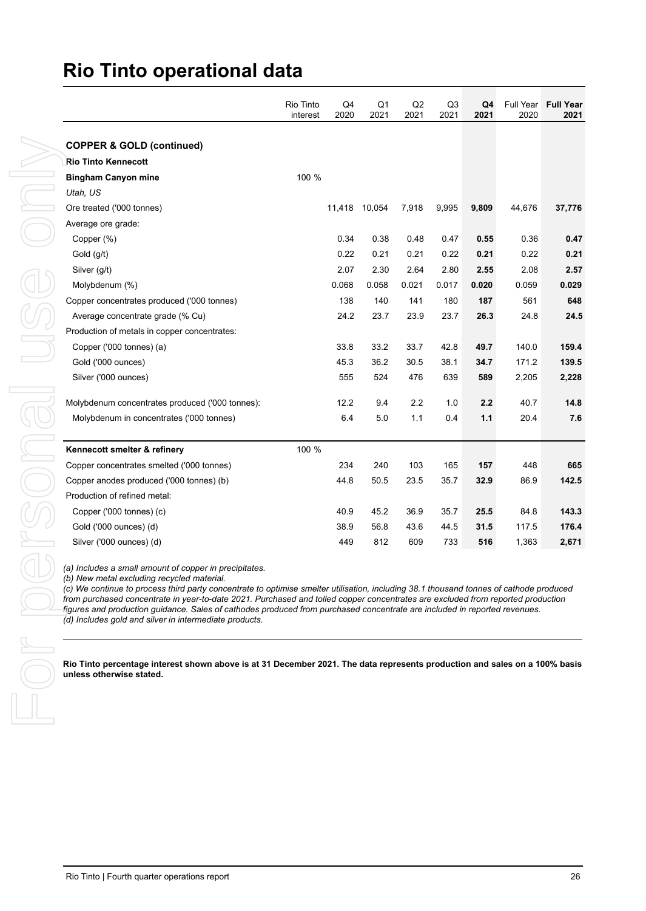# Rio Tinto operational data

| | Rio Tinto interest | Q4 2020 | Q1 2021 | Q2 2021 | Q3 2021 | **Q4 2021** | Full Year 2020 | **Full Year 2021** |
|---|---|---|---|---|---|---|---|---|
| **COPPER & GOLD (continued)** | | | | | | | | |
| **Rio Tinto Kennecott** | | | | | | | | |
| **Bingham Canyon mine** | 100 % | | | | | | | |
| *Utah, US* | | | | | | | | |
| Ore treated ('000 tonnes) | | 11,418 | 10,054 | 7,918 | 9,995 | **9,809** | 44,676 | **37,776** |
| Average ore grade: | | | | | | | | |
| Copper (%) | | 0.34 | 0.38 | 0.48 | 0.47 | **0.55** | 0.36 | **0.47** |
| Gold (g/t) | | 0.22 | 0.21 | 0.21 | 0.22 | **0.21** | 0.22 | **0.21** |
| Silver (g/t) | | 2.07 | 2.30 | 2.64 | 2.80 | **2.55** | 2.08 | **2.57** |
| Molybdenum (%) | | 0.068 | 0.058 | 0.021 | 0.017 | **0.020** | 0.059 | **0.029** |
| Copper concentrates produced ('000 tonnes) | | 138 | 140 | 141 | 180 | **187** | 561 | **648** |
| Average concentrate grade (% Cu) | | 24.2 | 23.7 | 23.9 | 23.7 | **26.3** | 24.8 | **24.5** |
| Production of metals in copper concentrates: | | | | | | | | |
| Copper ('000 tonnes) (a) | | 33.8 | 33.2 | 33.7 | 42.8 | **49.7** | 140.0 | **159.4** |
| Gold ('000 ounces) | | 45.3 | 36.2 | 30.5 | 38.1 | **34.7** | 171.2 | **139.5** |
| Silver ('000 ounces) | | 555 | 524 | 476 | 639 | **589** | 2,205 | **2,228** |
| Molybdenum concentrates produced ('000 tonnes): | | 12.2 | 9.4 | 2.2 | 1.0 | **2.2** | 40.7 | **14.8** |
| Molybdenum in concentrates ('000 tonnes) | | 6.4 | 5.0 | 1.1 | 0.4 | **1.1** | 20.4 | **7.6** |
| **Kennecott smelter & refinery** | 100 % | | | | | | | |
| Copper concentrates smelted ('000 tonnes) | | 234 | 240 | 103 | 165 | **157** | 448 | **665** |
| Copper anodes produced ('000 tonnes) (b) | | 44.8 | 50.5 | 23.5 | 35.7 | **32.9** | 86.9 | **142.5** |
| Production of refined metal: | | | | | | | | |
| Copper ('000 tonnes) (c) | | 40.9 | 45.2 | 36.9 | 35.7 | **25.5** | 84.8 | **143.3** |
| Gold ('000 ounces) (d) | | 38.9 | 56.8 | 43.6 | 44.5 | **31.5** | 117.5 | **176.4** |
| Silver ('000 ounces) (d) | | 449 | 812 | 609 | 733 | **516** | 1,363 | **2,671** |

*(a) Includes a small amount of copper in precipitates.*
*(b) New metal excluding recycled material.*
*(c) We continue to process third party concentrate to optimise smelter utilisation, including 38.1 thousand tonnes of cathode produced from purchased concentrate in year-to-date 2021. Purchased and tolled copper concentrates are excluded from reported production figures and production guidance. Sales of cathodes produced from purchased concentrate are included in reported revenues.*
*(d) Includes gold and silver in intermediate products.*

**Rio Tinto percentage interest shown above is at 31 December 2021. The data represents production and sales on a 100% basis unless otherwise stated.**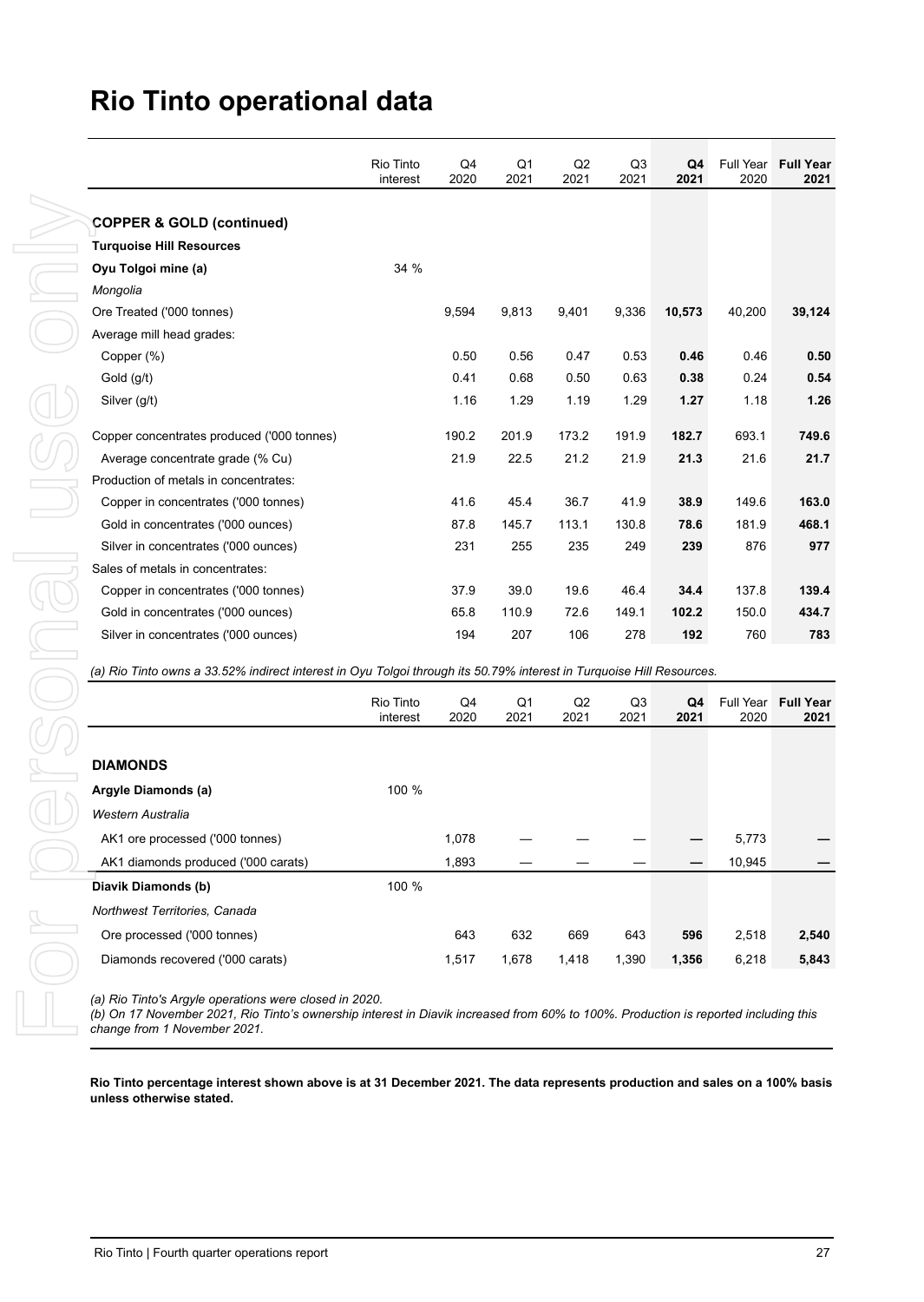# Rio Tinto operational data

| | Rio Tinto interest | Q4 2020 | Q1 2021 | Q2 2021 | Q3 2021 | **Q4 2021** | Full Year 2020 | **Full Year 2021** |
|---|---|---|---|---|---|---|---|---|
| **COPPER & GOLD (continued)** | | | | | | | | |
| **Turquoise Hill Resources** | | | | | | | | |
| **Oyu Tolgoi mine (a)** | 34 % | | | | | | | |
| *Mongolia* | | | | | | | | |
| Ore Treated ('000 tonnes) | | 9,594 | 9,813 | 9,401 | 9,336 | **10,573** | 40,200 | **39,124** |
| Average mill head grades: | | | | | | | | |
| Copper (%) | | 0.50 | 0.56 | 0.47 | 0.53 | **0.46** | 0.46 | **0.50** |
| Gold (g/t) | | 0.41 | 0.68 | 0.50 | 0.63 | **0.38** | 0.24 | **0.54** |
| Silver (g/t) | | 1.16 | 1.29 | 1.19 | 1.29 | **1.27** | 1.18 | **1.26** |
| Copper concentrates produced ('000 tonnes) | | 190.2 | 201.9 | 173.2 | 191.9 | **182.7** | 693.1 | **749.6** |
| Average concentrate grade (% Cu) | | 21.9 | 22.5 | 21.2 | 21.9 | **21.3** | 21.6 | **21.7** |
| Production of metals in concentrates: | | | | | | | | |
| Copper in concentrates ('000 tonnes) | | 41.6 | 45.4 | 36.7 | 41.9 | **38.9** | 149.6 | **163.0** |
| Gold in concentrates ('000 ounces) | | 87.8 | 145.7 | 113.1 | 130.8 | **78.6** | 181.9 | **468.1** |
| Silver in concentrates ('000 ounces) | | 231 | 255 | 235 | 249 | **239** | 876 | **977** |
| Sales of metals in concentrates: | | | | | | | | |
| Copper in concentrates ('000 tonnes) | | 37.9 | 39.0 | 19.6 | 46.4 | **34.4** | 137.8 | **139.4** |
| Gold in concentrates ('000 ounces) | | 65.8 | 110.9 | 72.6 | 149.1 | **102.2** | 150.0 | **434.7** |
| Silver in concentrates ('000 ounces) | | 194 | 207 | 106 | 278 | **192** | 760 | **783** |

*(a) Rio Tinto owns a 33.52% indirect interest in Oyu Tolgoi through its 50.79% interest in Turquoise Hill Resources.*

| | Rio Tinto interest | Q4 2020 | Q1 2021 | Q2 2021 | Q3 2021 | **Q4 2021** | Full Year 2020 | **Full Year 2021** |
|---|---|---|---|---|---|---|---|---|
| **DIAMONDS** | | | | | | | | |
| **Argyle Diamonds (a)** | 100 % | | | | | | | |
| *Western Australia* | | | | | | | | |
| AK1 ore processed ('000 tonnes) | | 1,078 | — | — | — | **—** | 5,773 | **—** |
| AK1 diamonds produced ('000 carats) | | 1,893 | — | — | — | **—** | 10,945 | **—** |
| **Diavik Diamonds (b)** | 100 % | | | | | | | |
| *Northwest Territories, Canada* | | | | | | | | |
| Ore processed ('000 tonnes) | | 643 | 632 | 669 | 643 | **596** | 2,518 | **2,540** |
| Diamonds recovered ('000 carats) | | 1,517 | 1,678 | 1,418 | 1,390 | **1,356** | 6,218 | **5,843** |

*(a) Rio Tinto's Argyle operations were closed in 2020.*
*(b) On 17 November 2021, Rio Tinto's ownership interest in Diavik increased from 60% to 100%. Production is reported including this change from 1 November 2021.*

**Rio Tinto percentage interest shown above is at 31 December 2021. The data represents production and sales on a 100% basis unless otherwise stated.**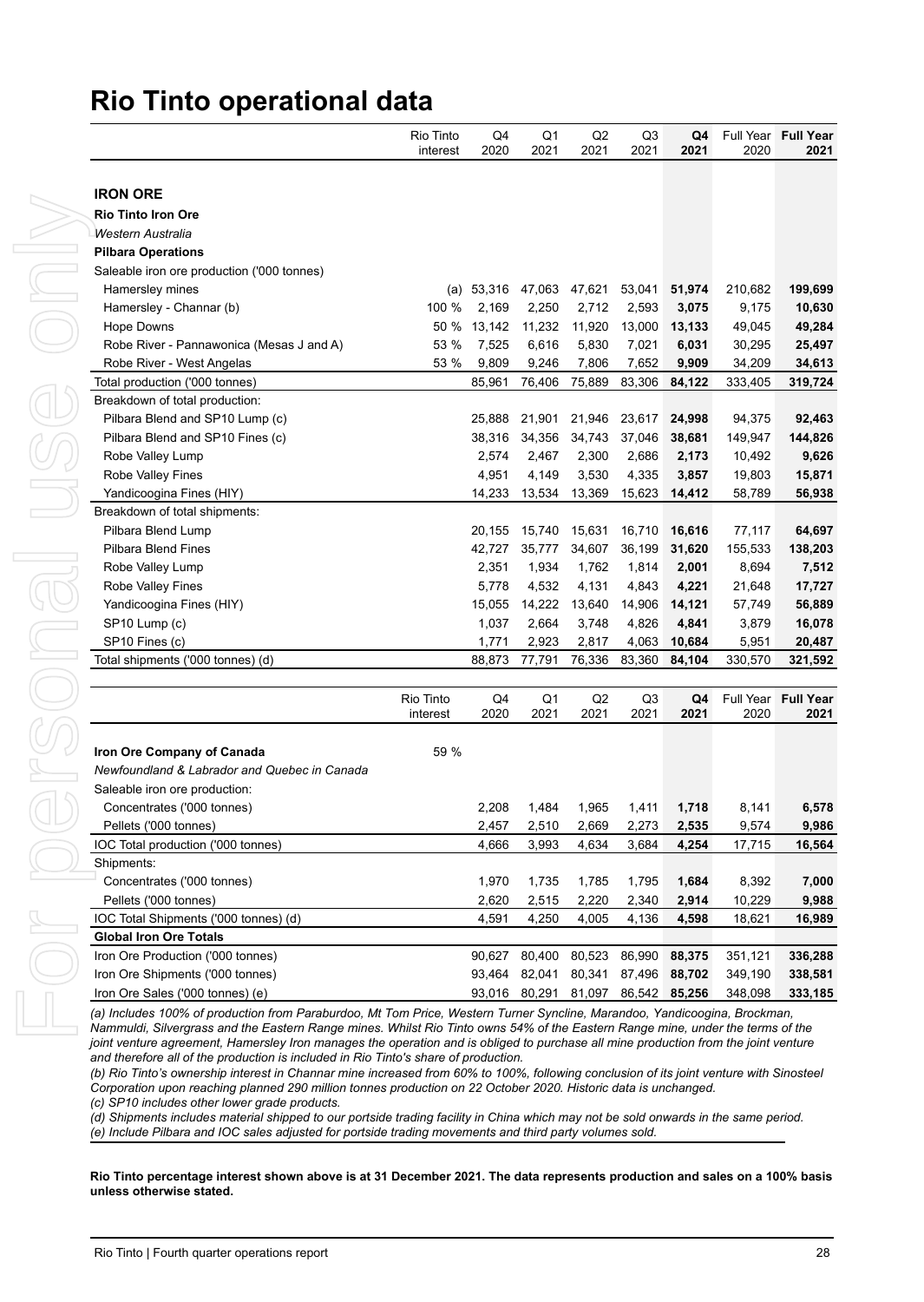# Rio Tinto operational data

| | Rio Tinto interest | Q4 2020 | Q1 2021 | Q2 2021 | Q3 2021 | **Q4 2021** | Full Year 2020 | **Full Year 2021** |
|---|---|---|---|---|---|---|---|---|
| **IRON ORE** | | | | | | | | |
| **Rio Tinto Iron Ore** | | | | | | | | |
| *Western Australia* | | | | | | | | |
| **Pilbara Operations** | | | | | | | | |
| Saleable iron ore production ('000 tonnes) | | | | | | | | |
| Hamersley mines | (a) | 53,316 | 47,063 | 47,621 | 53,041 | **51,974** | 210,682 | **199,699** |
| Hamersley - Channar (b) | 100 % | 2,169 | 2,250 | 2,712 | 2,593 | **3,075** | 9,175 | **10,630** |
| Hope Downs | 50 % | 13,142 | 11,232 | 11,920 | 13,000 | **13,133** | 49,045 | **49,284** |
| Robe River - Pannawonica (Mesas J and A) | 53 % | 7,525 | 6,616 | 5,830 | 7,021 | **6,031** | 30,295 | **25,497** |
| Robe River - West Angelas | 53 % | 9,809 | 9,246 | 7,806 | 7,652 | **9,909** | 34,209 | **34,613** |
| Total production ('000 tonnes) | | 85,961 | 76,406 | 75,889 | 83,306 | **84,122** | 333,405 | **319,724** |
| Breakdown of total production: | | | | | | | | |
| Pilbara Blend and SP10 Lump (c) | | 25,888 | 21,901 | 21,946 | 23,617 | **24,998** | 94,375 | **92,463** |
| Pilbara Blend and SP10 Fines (c) | | 38,316 | 34,356 | 34,743 | 37,046 | **38,681** | 149,947 | **144,826** |
| Robe Valley Lump | | 2,574 | 2,467 | 2,300 | 2,686 | **2,173** | 10,492 | **9,626** |
| Robe Valley Fines | | 4,951 | 4,149 | 3,530 | 4,335 | **3,857** | 19,803 | **15,871** |
| Yandicoogina Fines (HIY) | | 14,233 | 13,534 | 13,369 | 15,623 | **14,412** | 58,789 | **56,938** |
| Breakdown of total shipments: | | | | | | | | |
| Pilbara Blend Lump | | 20,155 | 15,740 | 15,631 | 16,710 | **16,616** | 77,117 | **64,697** |
| Pilbara Blend Fines | | 42,727 | 35,777 | 34,607 | 36,199 | **31,620** | 155,533 | **138,203** |
| Robe Valley Lump | | 2,351 | 1,934 | 1,762 | 1,814 | **2,001** | 8,694 | **7,512** |
| Robe Valley Fines | | 5,778 | 4,532 | 4,131 | 4,843 | **4,221** | 21,648 | **17,727** |
| Yandicoogina Fines (HIY) | | 15,055 | 14,222 | 13,640 | 14,906 | **14,121** | 57,749 | **56,889** |
| SP10 Lump (c) | | 1,037 | 2,664 | 3,748 | 4,826 | **4,841** | 3,879 | **16,078** |
| SP10 Fines (c) | | 1,771 | 2,923 | 2,817 | 4,063 | **10,684** | 5,951 | **20,487** |
| Total shipments ('000 tonnes) (d) | | 88,873 | 77,791 | 76,336 | 83,360 | **84,104** | 330,570 | **321,592** |

| | Rio Tinto interest | Q4 2020 | Q1 2021 | Q2 2021 | Q3 2021 | **Q4 2021** | Full Year 2020 | **Full Year 2021** |
|---|---|---|---|---|---|---|---|---|
| **Iron Ore Company of Canada** | 59 % | | | | | | | |
| *Newfoundland & Labrador and Quebec in Canada* | | | | | | | | |
| Saleable iron ore production: | | | | | | | | |
| Concentrates ('000 tonnes) | | 2,208 | 1,484 | 1,965 | 1,411 | **1,718** | 8,141 | **6,578** |
| Pellets ('000 tonnes) | | 2,457 | 2,510 | 2,669 | 2,273 | **2,535** | 9,574 | **9,986** |
| IOC Total production ('000 tonnes) | | 4,666 | 3,993 | 4,634 | 3,684 | **4,254** | 17,715 | **16,564** |
| Shipments: | | | | | | | | |
| Concentrates ('000 tonnes) | | 1,970 | 1,735 | 1,785 | 1,795 | **1,684** | 8,392 | **7,000** |
| Pellets ('000 tonnes) | | 2,620 | 2,515 | 2,220 | 2,340 | **2,914** | 10,229 | **9,988** |
| IOC Total Shipments ('000 tonnes) (d) | | 4,591 | 4,250 | 4,005 | 4,136 | **4,598** | 18,621 | **16,989** |
| **Global Iron Ore Totals** | | | | | | | | |
| Iron Ore Production ('000 tonnes) | | 90,627 | 80,400 | 80,523 | 86,990 | **88,375** | 351,121 | **336,288** |
| Iron Ore Shipments ('000 tonnes) | | 93,464 | 82,041 | 80,341 | 87,496 | **88,702** | 349,190 | **338,581** |
| Iron Ore Sales ('000 tonnes) (e) | | 93,016 | 80,291 | 81,097 | 86,542 | **85,256** | 348,098 | **333,185** |

*(a) Includes 100% of production from Paraburdoo, Mt Tom Price, Western Turner Syncline, Marandoo, Yandicoogina, Brockman, Nammuldi, Silvergrass and the Eastern Range mines. Whilst Rio Tinto owns 54% of the Eastern Range mine, under the terms of the joint venture agreement, Hamersley Iron manages the operation and is obliged to purchase all mine production from the joint venture and therefore all of the production is included in Rio Tinto's share of production.*

*(b) Rio Tinto's ownership interest in Channar mine increased from 60% to 100%, following conclusion of its joint venture with Sinosteel Corporation upon reaching planned 290 million tonnes production on 22 October 2020. Historic data is unchanged.*

*(c) SP10 includes other lower grade products.*

*(d) Shipments includes material shipped to our portside trading facility in China which may not be sold onwards in the same period.*

*(e) Include Pilbara and IOC sales adjusted for portside trading movements and third party volumes sold.*

**Rio Tinto percentage interest shown above is at 31 December 2021. The data represents production and sales on a 100% basis unless otherwise stated.**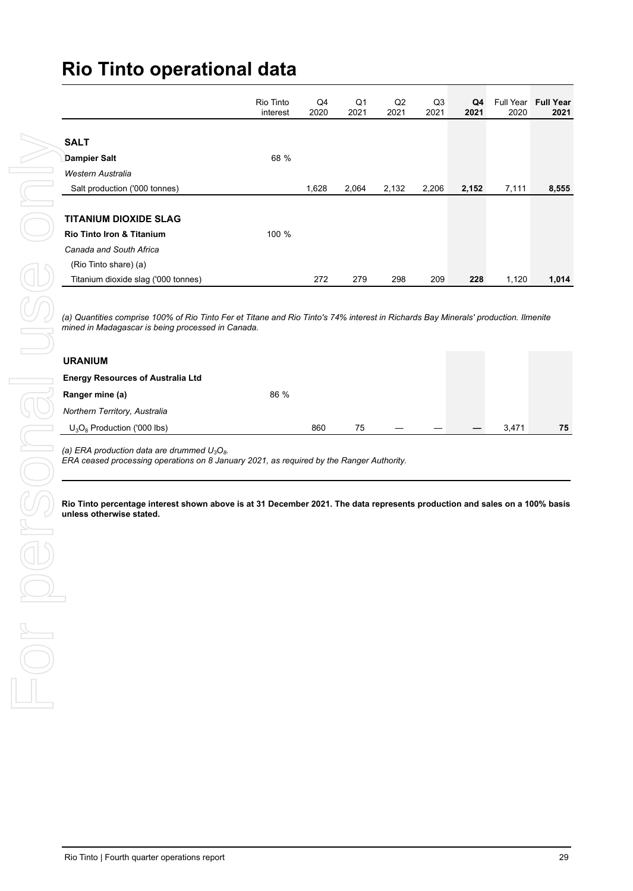# Rio Tinto operational data

| | Rio Tinto interest | Q4 2020 | Q1 2021 | Q2 2021 | Q3 2021 | **Q4 2021** | Full Year 2020 | **Full Year 2021** |
|---|---|---|---|---|---|---|---|---|
| **SALT** | | | | | | | | |
| **Dampier Salt** | 68 % | | | | | | | |
| *Western Australia* | | | | | | | | |
| Salt production ('000 tonnes) | | 1,628 | 2,064 | 2,132 | 2,206 | **2,152** | 7,111 | **8,555** |
| **TITANIUM DIOXIDE SLAG** | | | | | | | | |
| **Rio Tinto Iron & Titanium** | 100 % | | | | | | | |
| *Canada and South Africa* | | | | | | | | |
| (Rio Tinto share) (a) | | | | | | | | |
| Titanium dioxide slag ('000 tonnes) | | 272 | 279 | 298 | 209 | **228** | 1,120 | **1,014** |

*(a) Quantities comprise 100% of Rio Tinto Fer et Titane and Rio Tinto's 74% interest in Richards Bay Minerals' production. Ilmenite mined in Madagascar is being processed in Canada.*

| | Rio Tinto interest | Q4 2020 | Q1 2021 | Q2 2021 | Q3 2021 | **Q4 2021** | Full Year 2020 | **Full Year 2021** |
|---|---|---|---|---|---|---|---|---|
| **URANIUM** | | | | | | | | |
| **Energy Resources of Australia Ltd** | | | | | | | | |
| **Ranger mine (a)** | 86 % | | | | | | | |
| *Northern Territory, Australia* | | | | | | | | |
| $U_3O_8$ Production ('000 lbs) | | 860 | 75 | — | — | **—** | 3,471 | **75** |

*(a) ERA production data are drummed $U_3O_8$.*
*ERA ceased processing operations on 8 January 2021, as required by the Ranger Authority.*

**Rio Tinto percentage interest shown above is at 31 December 2021. The data represents production and sales on a 100% basis unless otherwise stated.**